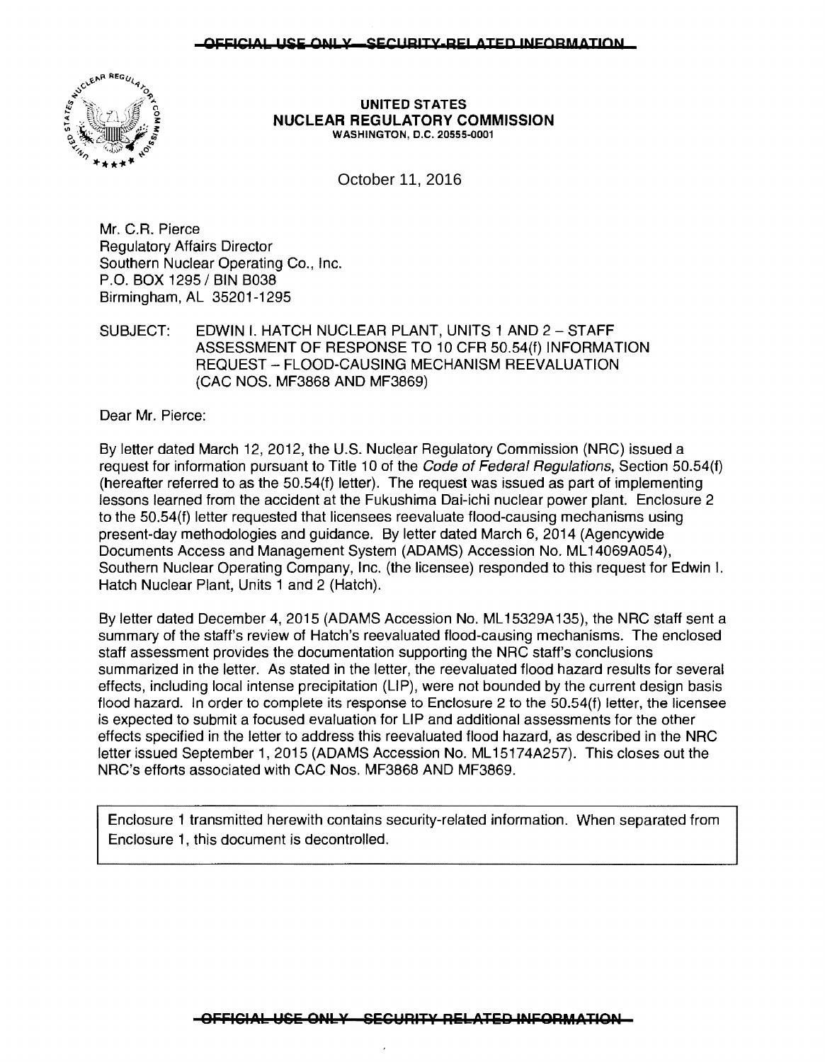OFFICIAL USE ONLY—SECURITY-RELATED INFORMATION

**UNITED STATES**
**NUCLEAR REGULATORY COMMISSION**
WASHINGTON, D.C. 20555-0001

October 11, 2016

Mr. C.R. Pierce
Regulatory Affairs Director
Southern Nuclear Operating Co., Inc.
P.O. BOX 1295 / BIN B038
Birmingham, AL 35201-1295

SUBJECT: EDWIN I. HATCH NUCLEAR PLANT, UNITS 1 AND 2 – STAFF ASSESSMENT OF RESPONSE TO 10 CFR 50.54(f) INFORMATION REQUEST – FLOOD-CAUSING MECHANISM REEVALUATION (CAC NOS. MF3868 AND MF3869)

Dear Mr. Pierce:

By letter dated March 12, 2012, the U.S. Nuclear Regulatory Commission (NRC) issued a request for information pursuant to Title 10 of the *Code of Federal Regulations*, Section 50.54(f) (hereafter referred to as the 50.54(f) letter). The request was issued as part of implementing lessons learned from the accident at the Fukushima Dai-ichi nuclear power plant. Enclosure 2 to the 50.54(f) letter requested that licensees reevaluate flood-causing mechanisms using present-day methodologies and guidance. By letter dated March 6, 2014 (Agencywide Documents Access and Management System (ADAMS) Accession No. ML14069A054), Southern Nuclear Operating Company, Inc. (the licensee) responded to this request for Edwin I. Hatch Nuclear Plant, Units 1 and 2 (Hatch).

By letter dated December 4, 2015 (ADAMS Accession No. ML15329A135), the NRC staff sent a summary of the staff's review of Hatch's reevaluated flood-causing mechanisms. The enclosed staff assessment provides the documentation supporting the NRC staff's conclusions summarized in the letter. As stated in the letter, the reevaluated flood hazard results for several effects, including local intense precipitation (LIP), were not bounded by the current design basis flood hazard. In order to complete its response to Enclosure 2 to the 50.54(f) letter, the licensee is expected to submit a focused evaluation for LIP and additional assessments for the other effects specified in the letter to address this reevaluated flood hazard, as described in the NRC letter issued September 1, 2015 (ADAMS Accession No. ML15174A257). This closes out the NRC's efforts associated with CAC Nos. MF3868 AND MF3869.

Enclosure 1 transmitted herewith contains security-related information. When separated from Enclosure 1, this document is decontrolled.

OFFICIAL USE ONLY—SECURITY-RELATED INFORMATION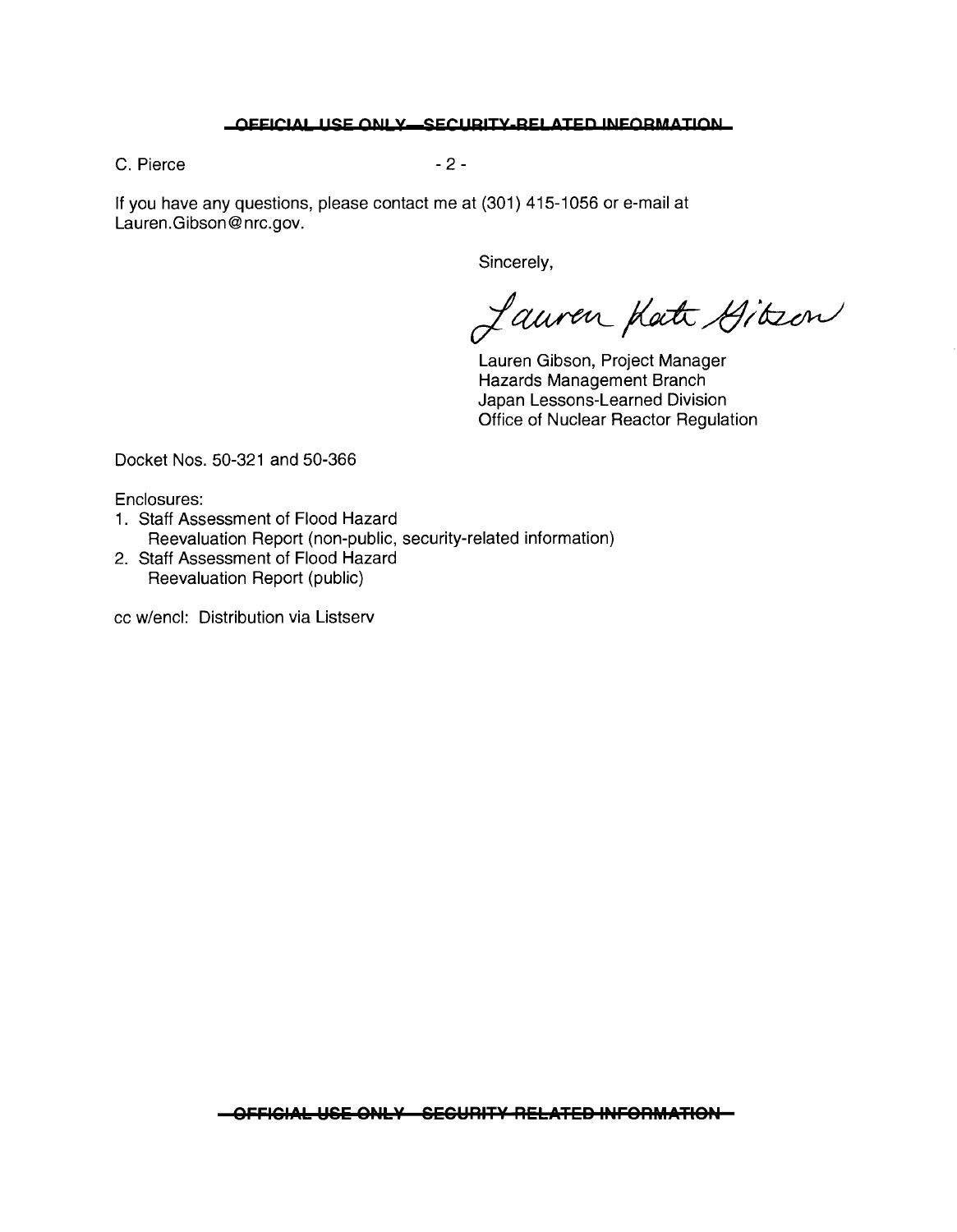If you have any questions, please contact me at (301) 415-1056 or e-mail at Lauren.Gibson@nrc.gov.

Sincerely,

Lauren Kate Gibson

Lauren Gibson, Project Manager
Hazards Management Branch
Japan Lessons-Learned Division
Office of Nuclear Reactor Regulation

Docket Nos. 50-321 and 50-366

Enclosures:

1. Staff Assessment of Flood Hazard Reevaluation Report (non-public, security-related information)
2. Staff Assessment of Flood Hazard Reevaluation Report (public)

cc w/encl: Distribution via Listserv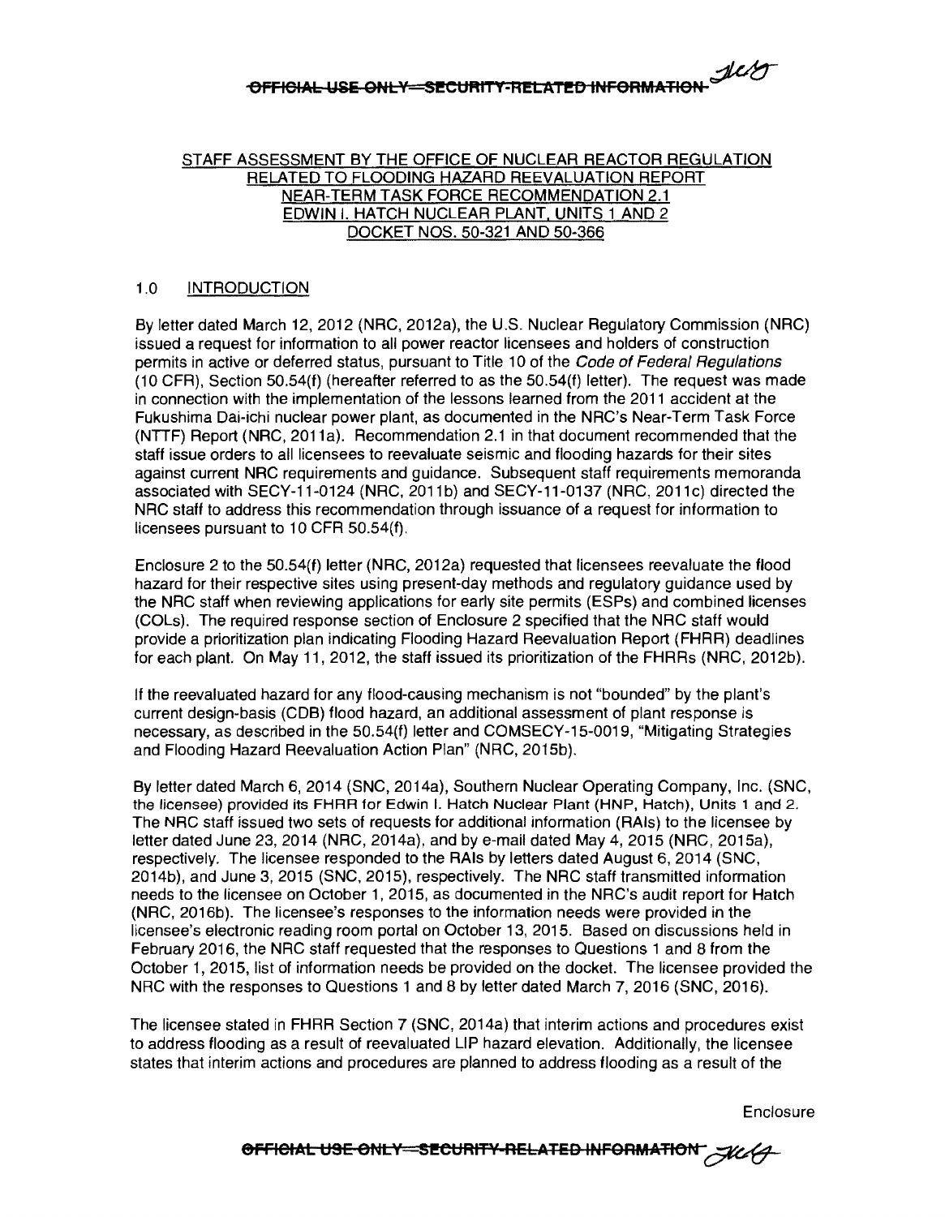~~OFFICIAL USE ONLY—SECURITY-RELATED INFORMATION~~

STAFF ASSESSMENT BY THE OFFICE OF NUCLEAR REACTOR REGULATION
RELATED TO FLOODING HAZARD REEVALUATION REPORT
NEAR-TERM TASK FORCE RECOMMENDATION 2.1
EDWIN I. HATCH NUCLEAR PLANT, UNITS 1 AND 2
DOCKET NOS. 50-321 AND 50-366

## 1.0 INTRODUCTION

By letter dated March 12, 2012 (NRC, 2012a), the U.S. Nuclear Regulatory Commission (NRC) issued a request for information to all power reactor licensees and holders of construction permits in active or deferred status, pursuant to Title 10 of the *Code of Federal Regulations* (10 CFR), Section 50.54(f) (hereafter referred to as the 50.54(f) letter). The request was made in connection with the implementation of the lessons learned from the 2011 accident at the Fukushima Dai-ichi nuclear power plant, as documented in the NRC's Near-Term Task Force (NTTF) Report (NRC, 2011a). Recommendation 2.1 in that document recommended that the staff issue orders to all licensees to reevaluate seismic and flooding hazards for their sites against current NRC requirements and guidance. Subsequent staff requirements memoranda associated with SECY-11-0124 (NRC, 2011b) and SECY-11-0137 (NRC, 2011c) directed the NRC staff to address this recommendation through issuance of a request for information to licensees pursuant to 10 CFR 50.54(f).

Enclosure 2 to the 50.54(f) letter (NRC, 2012a) requested that licensees reevaluate the flood hazard for their respective sites using present-day methods and regulatory guidance used by the NRC staff when reviewing applications for early site permits (ESPs) and combined licenses (COLs). The required response section of Enclosure 2 specified that the NRC staff would provide a prioritization plan indicating Flooding Hazard Reevaluation Report (FHRR) deadlines for each plant. On May 11, 2012, the staff issued its prioritization of the FHRRs (NRC, 2012b).

If the reevaluated hazard for any flood-causing mechanism is not "bounded" by the plant's current design-basis (CDB) flood hazard, an additional assessment of plant response is necessary, as described in the 50.54(f) letter and COMSECY-15-0019, "Mitigating Strategies and Flooding Hazard Reevaluation Action Plan" (NRC, 2015b).

By letter dated March 6, 2014 (SNC, 2014a), Southern Nuclear Operating Company, Inc. (SNC, the licensee) provided its FHRR for Edwin I. Hatch Nuclear Plant (HNP, Hatch), Units 1 and 2. The NRC staff issued two sets of requests for additional information (RAIs) to the licensee by letter dated June 23, 2014 (NRC, 2014a), and by e-mail dated May 4, 2015 (NRC, 2015a), respectively. The licensee responded to the RAIs by letters dated August 6, 2014 (SNC, 2014b), and June 3, 2015 (SNC, 2015), respectively. The NRC staff transmitted information needs to the licensee on October 1, 2015, as documented in the NRC's audit report for Hatch (NRC, 2016b). The licensee's responses to the information needs were provided in the licensee's electronic reading room portal on October 13, 2015. Based on discussions held in February 2016, the NRC staff requested that the responses to Questions 1 and 8 from the October 1, 2015, list of information needs be provided on the docket. The licensee provided the NRC with the responses to Questions 1 and 8 by letter dated March 7, 2016 (SNC, 2016).

The licensee stated in FHRR Section 7 (SNC, 2014a) that interim actions and procedures exist to address flooding as a result of reevaluated LIP hazard elevation. Additionally, the licensee states that interim actions and procedures are planned to address flooding as a result of the

Enclosure

~~OFFICIAL USE ONLY—SECURITY-RELATED INFORMATION~~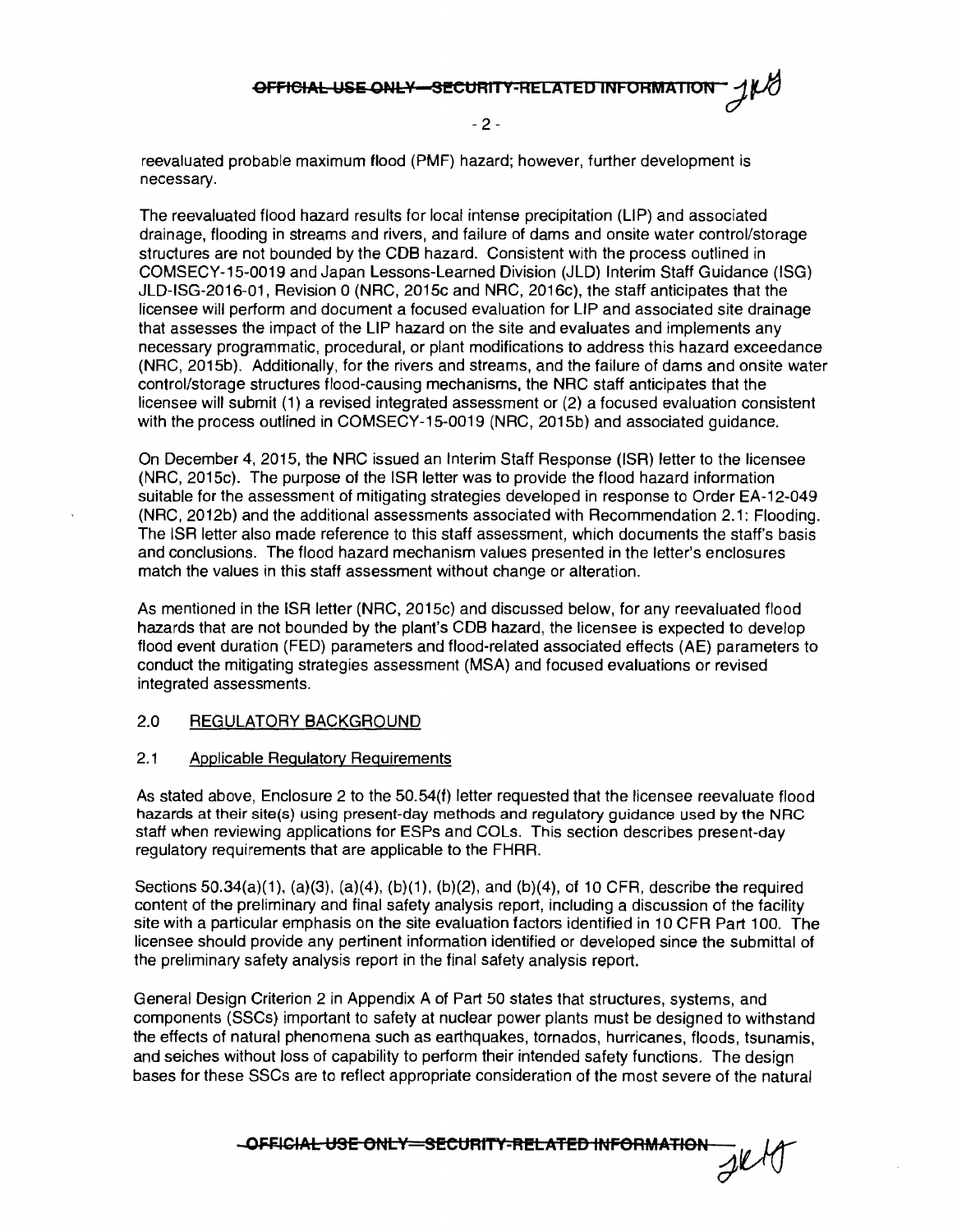reevaluated probable maximum flood (PMF) hazard; however, further development is necessary.

The reevaluated flood hazard results for local intense precipitation (LIP) and associated drainage, flooding in streams and rivers, and failure of dams and onsite water control/storage structures are not bounded by the CDB hazard. Consistent with the process outlined in COMSECY-15-0019 and Japan Lessons-Learned Division (JLD) Interim Staff Guidance (ISG) JLD-ISG-2016-01, Revision 0 (NRC, 2015c and NRC, 2016c), the staff anticipates that the licensee will perform and document a focused evaluation for LIP and associated site drainage that assesses the impact of the LIP hazard on the site and evaluates and implements any necessary programmatic, procedural, or plant modifications to address this hazard exceedance (NRC, 2015b). Additionally, for the rivers and streams, and the failure of dams and onsite water control/storage structures flood-causing mechanisms, the NRC staff anticipates that the licensee will submit (1) a revised integrated assessment or (2) a focused evaluation consistent with the process outlined in COMSECY-15-0019 (NRC, 2015b) and associated guidance.

On December 4, 2015, the NRC issued an Interim Staff Response (ISR) letter to the licensee (NRC, 2015c). The purpose of the ISR letter was to provide the flood hazard information suitable for the assessment of mitigating strategies developed in response to Order EA-12-049 (NRC, 2012b) and the additional assessments associated with Recommendation 2.1: Flooding. The ISR letter also made reference to this staff assessment, which documents the staff's basis and conclusions. The flood hazard mechanism values presented in the letter's enclosures match the values in this staff assessment without change or alteration.

As mentioned in the ISR letter (NRC, 2015c) and discussed below, for any reevaluated flood hazards that are not bounded by the plant's CDB hazard, the licensee is expected to develop flood event duration (FED) parameters and flood-related associated effects (AE) parameters to conduct the mitigating strategies assessment (MSA) and focused evaluations or revised integrated assessments.

## 2.0 REGULATORY BACKGROUND

### 2.1 Applicable Regulatory Requirements

As stated above, Enclosure 2 to the 50.54(f) letter requested that the licensee reevaluate flood hazards at their site(s) using present-day methods and regulatory guidance used by the NRC staff when reviewing applications for ESPs and COLs. This section describes present-day regulatory requirements that are applicable to the FHRR.

Sections 50.34(a)(1), (a)(3), (a)(4), (b)(1), (b)(2), and (b)(4), of 10 CFR, describe the required content of the preliminary and final safety analysis report, including a discussion of the facility site with a particular emphasis on the site evaluation factors identified in 10 CFR Part 100. The licensee should provide any pertinent information identified or developed since the submittal of the preliminary safety analysis report in the final safety analysis report.

General Design Criterion 2 in Appendix A of Part 50 states that structures, systems, and components (SSCs) important to safety at nuclear power plants must be designed to withstand the effects of natural phenomena such as earthquakes, tornados, hurricanes, floods, tsunamis, and seiches without loss of capability to perform their intended safety functions. The design bases for these SSCs are to reflect appropriate consideration of the most severe of the natural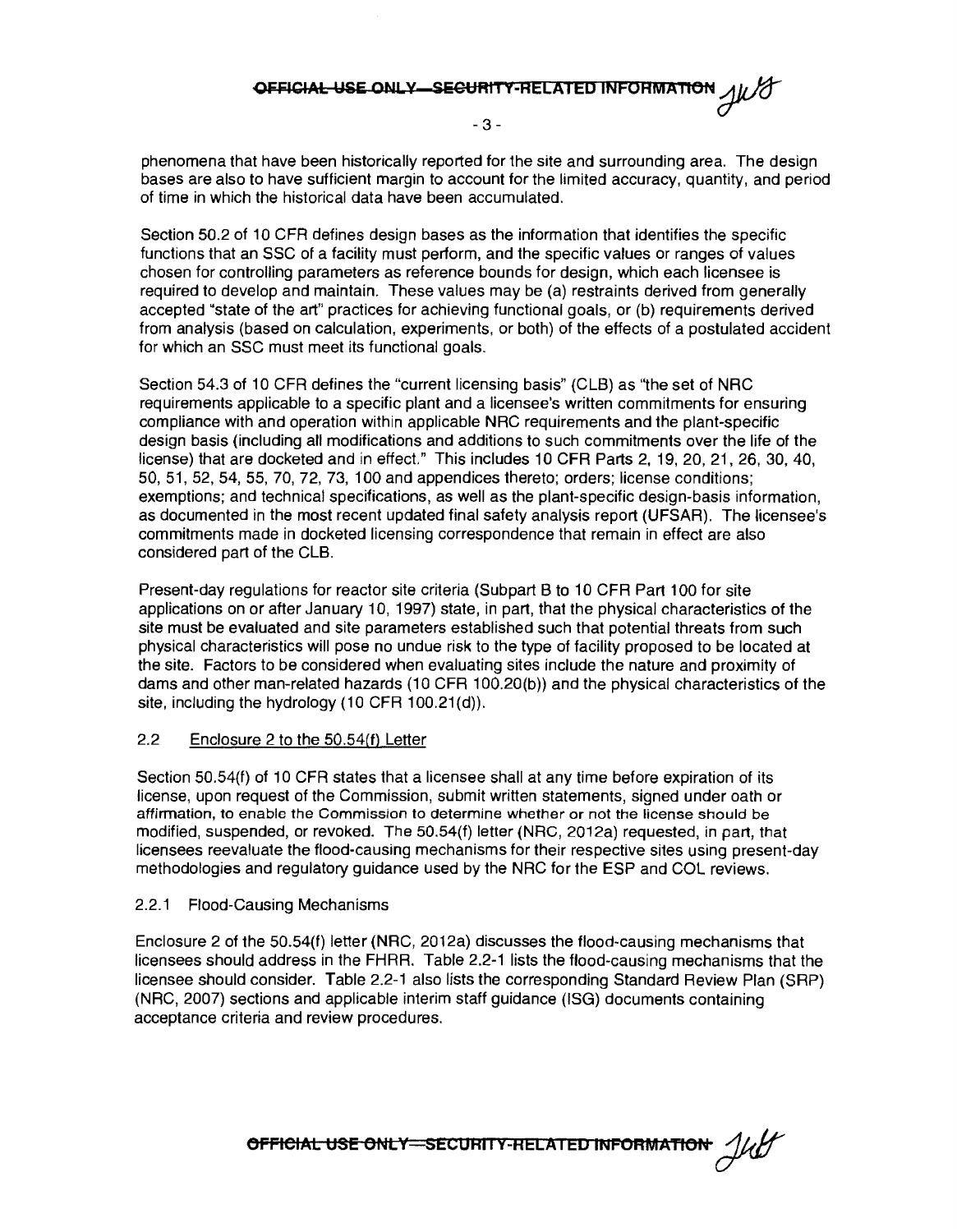phenomena that have been historically reported for the site and surrounding area. The design bases are also to have sufficient margin to account for the limited accuracy, quantity, and period of time in which the historical data have been accumulated.

Section 50.2 of 10 CFR defines design bases as the information that identifies the specific functions that an SSC of a facility must perform, and the specific values or ranges of values chosen for controlling parameters as reference bounds for design, which each licensee is required to develop and maintain. These values may be (a) restraints derived from generally accepted "state of the art" practices for achieving functional goals, or (b) requirements derived from analysis (based on calculation, experiments, or both) of the effects of a postulated accident for which an SSC must meet its functional goals.

Section 54.3 of 10 CFR defines the "current licensing basis" (CLB) as "the set of NRC requirements applicable to a specific plant and a licensee's written commitments for ensuring compliance with and operation within applicable NRC requirements and the plant-specific design basis (including all modifications and additions to such commitments over the life of the license) that are docketed and in effect." This includes 10 CFR Parts 2, 19, 20, 21, 26, 30, 40, 50, 51, 52, 54, 55, 70, 72, 73, 100 and appendices thereto; orders; license conditions; exemptions; and technical specifications, as well as the plant-specific design-basis information, as documented in the most recent updated final safety analysis report (UFSAR). The licensee's commitments made in docketed licensing correspondence that remain in effect are also considered part of the CLB.

Present-day regulations for reactor site criteria (Subpart B to 10 CFR Part 100 for site applications on or after January 10, 1997) state, in part, that the physical characteristics of the site must be evaluated and site parameters established such that potential threats from such physical characteristics will pose no undue risk to the type of facility proposed to be located at the site. Factors to be considered when evaluating sites include the nature and proximity of dams and other man-related hazards (10 CFR 100.20(b)) and the physical characteristics of the site, including the hydrology (10 CFR 100.21(d)).

## 2.2 Enclosure 2 to the 50.54(f) Letter

Section 50.54(f) of 10 CFR states that a licensee shall at any time before expiration of its license, upon request of the Commission, submit written statements, signed under oath or affirmation, to enable the Commission to determine whether or not the license should be modified, suspended, or revoked. The 50.54(f) letter (NRC, 2012a) requested, in part, that licensees reevaluate the flood-causing mechanisms for their respective sites using present-day methodologies and regulatory guidance used by the NRC for the ESP and COL reviews.

### 2.2.1 Flood-Causing Mechanisms

Enclosure 2 of the 50.54(f) letter (NRC, 2012a) discusses the flood-causing mechanisms that licensees should address in the FHRR. Table 2.2-1 lists the flood-causing mechanisms that the licensee should consider. Table 2.2-1 also lists the corresponding Standard Review Plan (SRP) (NRC, 2007) sections and applicable interim staff guidance (ISG) documents containing acceptance criteria and review procedures.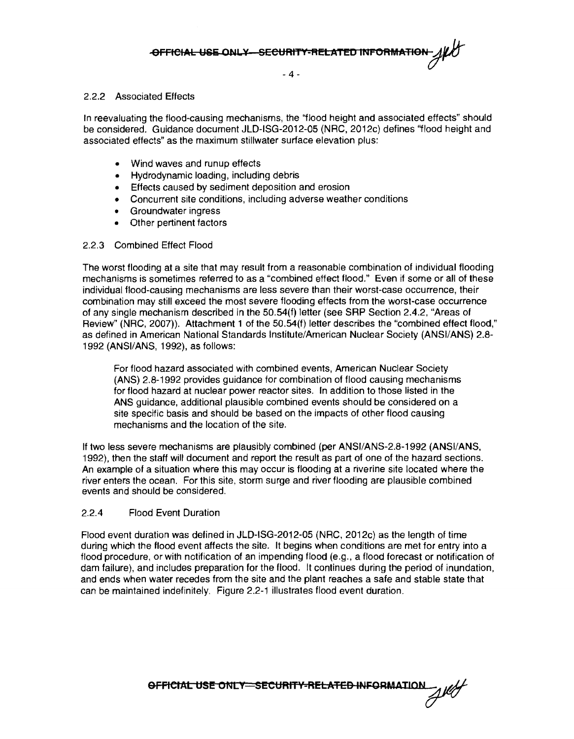### 2.2.2 Associated Effects

In reevaluating the flood-causing mechanisms, the "flood height and associated effects" should be considered. Guidance document JLD-ISG-2012-05 (NRC, 2012c) defines "flood height and associated effects" as the maximum stillwater surface elevation plus:

- Wind waves and runup effects
- Hydrodynamic loading, including debris
- Effects caused by sediment deposition and erosion
- Concurrent site conditions, including adverse weather conditions
- Groundwater ingress
- Other pertinent factors

### 2.2.3 Combined Effect Flood

The worst flooding at a site that may result from a reasonable combination of individual flooding mechanisms is sometimes referred to as a "combined effect flood." Even if some or all of these individual flood-causing mechanisms are less severe than their worst-case occurrence, their combination may still exceed the most severe flooding effects from the worst-case occurrence of any single mechanism described in the 50.54(f) letter (see SRP Section 2.4.2, "Areas of Review" (NRC, 2007)). Attachment 1 of the 50.54(f) letter describes the "combined effect flood," as defined in American National Standards Institute/American Nuclear Society (ANSI/ANS) 2.8-1992 (ANSI/ANS, 1992), as follows:

> For flood hazard associated with combined events, American Nuclear Society (ANS) 2.8-1992 provides guidance for combination of flood causing mechanisms for flood hazard at nuclear power reactor sites. In addition to those listed in the ANS guidance, additional plausible combined events should be considered on a site specific basis and should be based on the impacts of other flood causing mechanisms and the location of the site.

If two less severe mechanisms are plausibly combined (per ANSI/ANS-2.8-1992 (ANSI/ANS, 1992), then the staff will document and report the result as part of one of the hazard sections. An example of a situation where this may occur is flooding at a riverine site located where the river enters the ocean. For this site, storm surge and river flooding are plausible combined events and should be considered.

### 2.2.4 Flood Event Duration

Flood event duration was defined in JLD-ISG-2012-05 (NRC, 2012c) as the length of time during which the flood event affects the site. It begins when conditions are met for entry into a flood procedure, or with notification of an impending flood (e.g., a flood forecast or notification of dam failure), and includes preparation for the flood. It continues during the period of inundation, and ends when water recedes from the site and the plant reaches a safe and stable state that can be maintained indefinitely. Figure 2.2-1 illustrates flood event duration.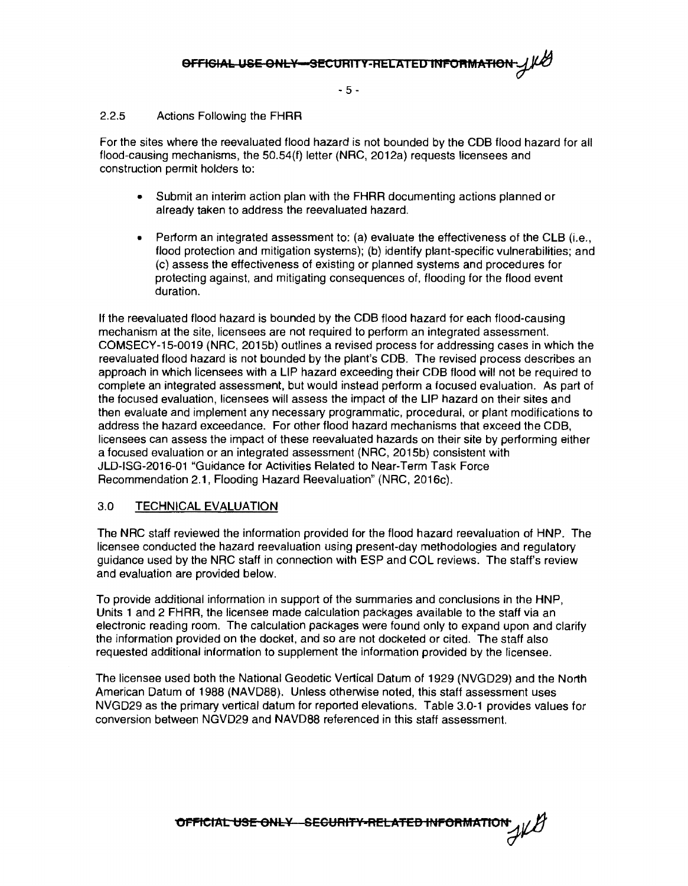### 2.2.5 Actions Following the FHRR

For the sites where the reevaluated flood hazard is not bounded by the CDB flood hazard for all flood-causing mechanisms, the 50.54(f) letter (NRC, 2012a) requests licensees and construction permit holders to:

- Submit an interim action plan with the FHRR documenting actions planned or already taken to address the reevaluated hazard.
- Perform an integrated assessment to: (a) evaluate the effectiveness of the CLB (i.e., flood protection and mitigation systems); (b) identify plant-specific vulnerabilities; and (c) assess the effectiveness of existing or planned systems and procedures for protecting against, and mitigating consequences of, flooding for the flood event duration.

If the reevaluated flood hazard is bounded by the CDB flood hazard for each flood-causing mechanism at the site, licensees are not required to perform an integrated assessment. COMSECY-15-0019 (NRC, 2015b) outlines a revised process for addressing cases in which the reevaluated flood hazard is not bounded by the plant's CDB. The revised process describes an approach in which licensees with a LIP hazard exceeding their CDB flood will not be required to complete an integrated assessment, but would instead perform a focused evaluation. As part of the focused evaluation, licensees will assess the impact of the LIP hazard on their sites and then evaluate and implement any necessary programmatic, procedural, or plant modifications to address the hazard exceedance. For other flood hazard mechanisms that exceed the CDB, licensees can assess the impact of these reevaluated hazards on their site by performing either a focused evaluation or an integrated assessment (NRC, 2015b) consistent with JLD-ISG-2016-01 "Guidance for Activities Related to Near-Term Task Force Recommendation 2.1, Flooding Hazard Reevaluation" (NRC, 2016c).

## 3.0 TECHNICAL EVALUATION

The NRC staff reviewed the information provided for the flood hazard reevaluation of HNP. The licensee conducted the hazard reevaluation using present-day methodologies and regulatory guidance used by the NRC staff in connection with ESP and COL reviews. The staff's review and evaluation are provided below.

To provide additional information in support of the summaries and conclusions in the HNP, Units 1 and 2 FHRR, the licensee made calculation packages available to the staff via an electronic reading room. The calculation packages were found only to expand upon and clarify the information provided on the docket, and so are not docketed or cited. The staff also requested additional information to supplement the information provided by the licensee.

The licensee used both the National Geodetic Vertical Datum of 1929 (NVGD29) and the North American Datum of 1988 (NAVD88). Unless otherwise noted, this staff assessment uses NVGD29 as the primary vertical datum for reported elevations. Table 3.0-1 provides values for conversion between NGVD29 and NAVD88 referenced in this staff assessment.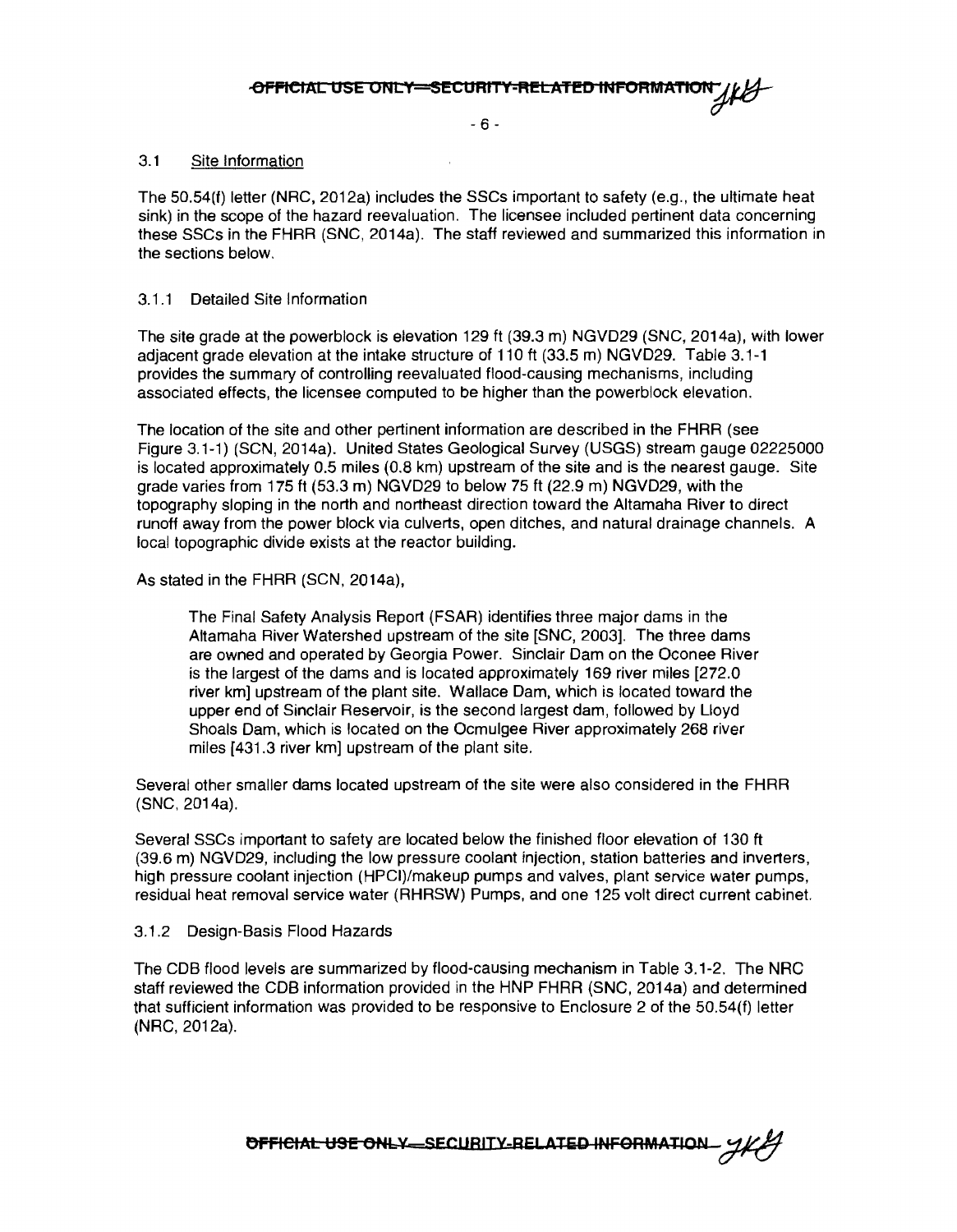### 3.1 Site Information

The 50.54(f) letter (NRC, 2012a) includes the SSCs important to safety (e.g., the ultimate heat sink) in the scope of the hazard reevaluation. The licensee included pertinent data concerning these SSCs in the FHRR (SNC, 2014a). The staff reviewed and summarized this information in the sections below.

#### 3.1.1 Detailed Site Information

The site grade at the powerblock is elevation 129 ft (39.3 m) NGVD29 (SNC, 2014a), with lower adjacent grade elevation at the intake structure of 110 ft (33.5 m) NGVD29. Table 3.1-1 provides the summary of controlling reevaluated flood-causing mechanisms, including associated effects, the licensee computed to be higher than the powerblock elevation.

The location of the site and other pertinent information are described in the FHRR (see Figure 3.1-1) (SCN, 2014a). United States Geological Survey (USGS) stream gauge 02225000 is located approximately 0.5 miles (0.8 km) upstream of the site and is the nearest gauge. Site grade varies from 175 ft (53.3 m) NGVD29 to below 75 ft (22.9 m) NGVD29, with the topography sloping in the north and northeast direction toward the Altamaha River to direct runoff away from the power block via culverts, open ditches, and natural drainage channels. A local topographic divide exists at the reactor building.

As stated in the FHRR (SCN, 2014a),

> The Final Safety Analysis Report (FSAR) identifies three major dams in the Altamaha River Watershed upstream of the site [SNC, 2003]. The three dams are owned and operated by Georgia Power. Sinclair Dam on the Oconee River is the largest of the dams and is located approximately 169 river miles [272.0 river km] upstream of the plant site. Wallace Dam, which is located toward the upper end of Sinclair Reservoir, is the second largest dam, followed by Lloyd Shoals Dam, which is located on the Ocmulgee River approximately 268 river miles [431.3 river km] upstream of the plant site.

Several other smaller dams located upstream of the site were also considered in the FHRR (SNC, 2014a).

Several SSCs important to safety are located below the finished floor elevation of 130 ft (39.6 m) NGVD29, including the low pressure coolant injection, station batteries and inverters, high pressure coolant injection (HPCI)/makeup pumps and valves, plant service water pumps, residual heat removal service water (RHRSW) Pumps, and one 125 volt direct current cabinet.

#### 3.1.2 Design-Basis Flood Hazards

The CDB flood levels are summarized by flood-causing mechanism in Table 3.1-2. The NRC staff reviewed the CDB information provided in the HNP FHRR (SNC, 2014a) and determined that sufficient information was provided to be responsive to Enclosure 2 of the 50.54(f) letter (NRC, 2012a).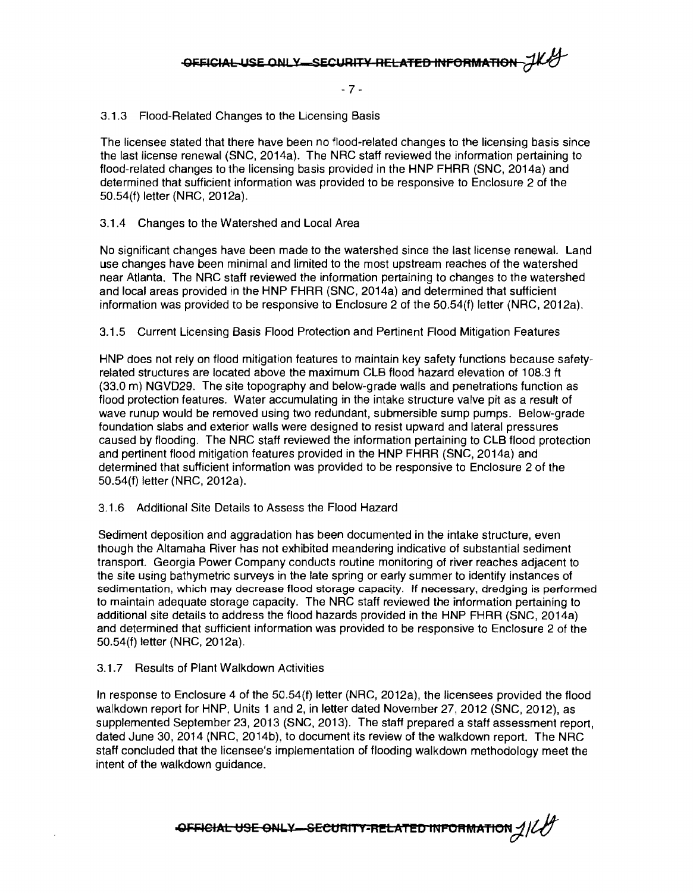### 3.1.3 Flood-Related Changes to the Licensing Basis

The licensee stated that there have been no flood-related changes to the licensing basis since the last license renewal (SNC, 2014a). The NRC staff reviewed the information pertaining to flood-related changes to the licensing basis provided in the HNP FHRR (SNC, 2014a) and determined that sufficient information was provided to be responsive to Enclosure 2 of the 50.54(f) letter (NRC, 2012a).

### 3.1.4 Changes to the Watershed and Local Area

No significant changes have been made to the watershed since the last license renewal. Land use changes have been minimal and limited to the most upstream reaches of the watershed near Atlanta. The NRC staff reviewed the information pertaining to changes to the watershed and local areas provided in the HNP FHRR (SNC, 2014a) and determined that sufficient information was provided to be responsive to Enclosure 2 of the 50.54(f) letter (NRC, 2012a).

### 3.1.5 Current Licensing Basis Flood Protection and Pertinent Flood Mitigation Features

HNP does not rely on flood mitigation features to maintain key safety functions because safety-related structures are located above the maximum CLB flood hazard elevation of 108.3 ft (33.0 m) NGVD29. The site topography and below-grade walls and penetrations function as flood protection features. Water accumulating in the intake structure valve pit as a result of wave runup would be removed using two redundant, submersible sump pumps. Below-grade foundation slabs and exterior walls were designed to resist upward and lateral pressures caused by flooding. The NRC staff reviewed the information pertaining to CLB flood protection and pertinent flood mitigation features provided in the HNP FHRR (SNC, 2014a) and determined that sufficient information was provided to be responsive to Enclosure 2 of the 50.54(f) letter (NRC, 2012a).

### 3.1.6 Additional Site Details to Assess the Flood Hazard

Sediment deposition and aggradation has been documented in the intake structure, even though the Altamaha River has not exhibited meandering indicative of substantial sediment transport. Georgia Power Company conducts routine monitoring of river reaches adjacent to the site using bathymetric surveys in the late spring or early summer to identify instances of sedimentation, which may decrease flood storage capacity. If necessary, dredging is performed to maintain adequate storage capacity. The NRC staff reviewed the information pertaining to additional site details to address the flood hazards provided in the HNP FHRR (SNC, 2014a) and determined that sufficient information was provided to be responsive to Enclosure 2 of the 50.54(f) letter (NRC, 2012a).

### 3.1.7 Results of Plant Walkdown Activities

In response to Enclosure 4 of the 50.54(f) letter (NRC, 2012a), the licensees provided the flood walkdown report for HNP, Units 1 and 2, in letter dated November 27, 2012 (SNC, 2012), as supplemented September 23, 2013 (SNC, 2013). The staff prepared a staff assessment report, dated June 30, 2014 (NRC, 2014b), to document its review of the walkdown report. The NRC staff concluded that the licensee's implementation of flooding walkdown methodology meet the intent of the walkdown guidance.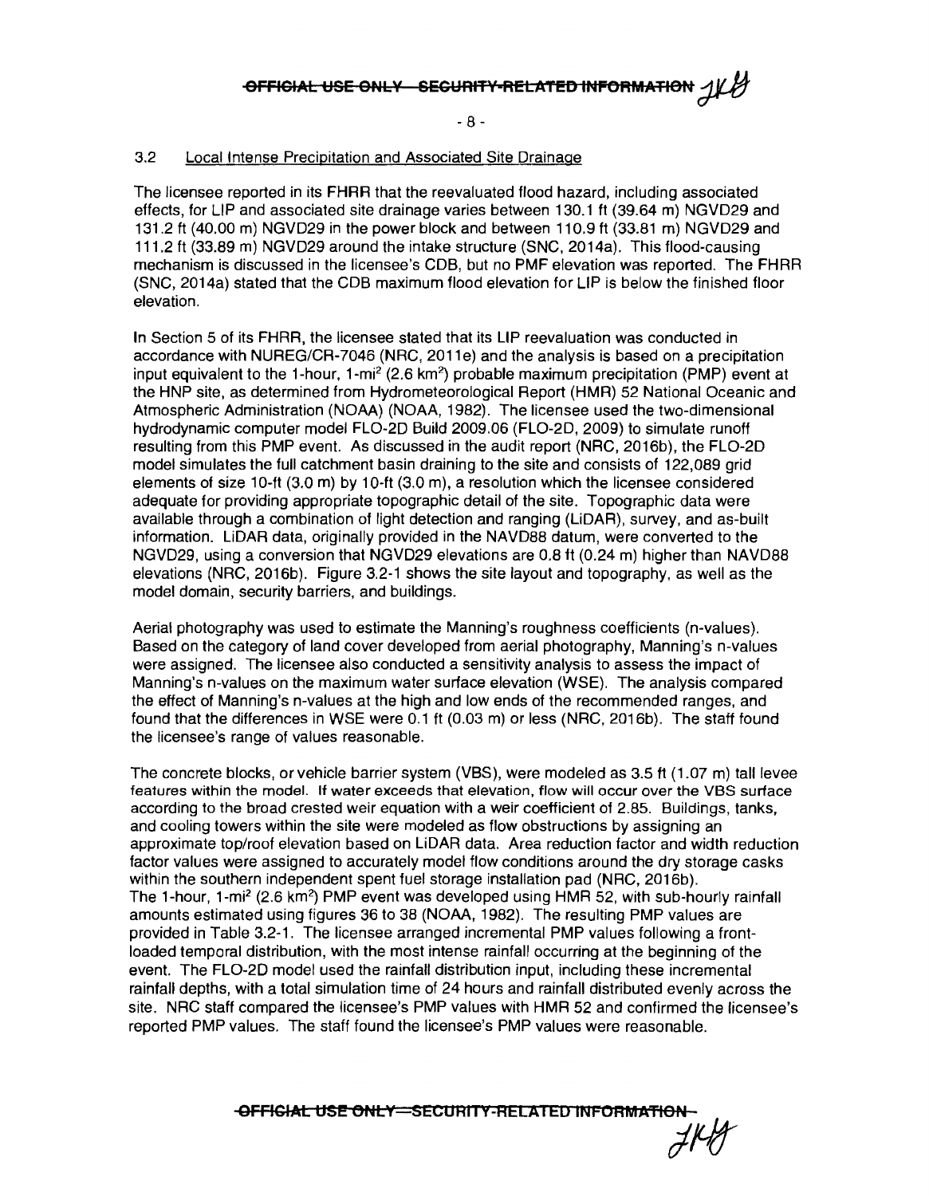### 3.2 Local Intense Precipitation and Associated Site Drainage

The licensee reported in its FHRR that the reevaluated flood hazard, including associated effects, for LIP and associated site drainage varies between 130.1 ft (39.64 m) NGVD29 and 131.2 ft (40.00 m) NGVD29 in the power block and between 110.9 ft (33.81 m) NGVD29 and 111.2 ft (33.89 m) NGVD29 around the intake structure (SNC, 2014a). This flood-causing mechanism is discussed in the licensee's CDB, but no PMF elevation was reported. The FHRR (SNC, 2014a) stated that the CDB maximum flood elevation for LIP is below the finished floor elevation.

In Section 5 of its FHRR, the licensee stated that its LIP reevaluation was conducted in accordance with NUREG/CR-7046 (NRC, 2011e) and the analysis is based on a precipitation input equivalent to the 1-hour, 1-mi$^2$ (2.6 km$^2$) probable maximum precipitation (PMP) event at the HNP site, as determined from Hydrometeorological Report (HMR) 52 National Oceanic and Atmospheric Administration (NOAA) (NOAA, 1982). The licensee used the two-dimensional hydrodynamic computer model FLO-2D Build 2009.06 (FLO-2D, 2009) to simulate runoff resulting from this PMP event. As discussed in the audit report (NRC, 2016b), the FLO-2D model simulates the full catchment basin draining to the site and consists of 122,089 grid elements of size 10-ft (3.0 m) by 10-ft (3.0 m), a resolution which the licensee considered adequate for providing appropriate topographic detail of the site. Topographic data were available through a combination of light detection and ranging (LiDAR), survey, and as-built information. LiDAR data, originally provided in the NAVD88 datum, were converted to the NGVD29, using a conversion that NGVD29 elevations are 0.8 ft (0.24 m) higher than NAVD88 elevations (NRC, 2016b). Figure 3.2-1 shows the site layout and topography, as well as the model domain, security barriers, and buildings.

Aerial photography was used to estimate the Manning's roughness coefficients (n-values). Based on the category of land cover developed from aerial photography, Manning's n-values were assigned. The licensee also conducted a sensitivity analysis to assess the impact of Manning's n-values on the maximum water surface elevation (WSE). The analysis compared the effect of Manning's n-values at the high and low ends of the recommended ranges, and found that the differences in WSE were 0.1 ft (0.03 m) or less (NRC, 2016b). The staff found the licensee's range of values reasonable.

The concrete blocks, or vehicle barrier system (VBS), were modeled as 3.5 ft (1.07 m) tall levee features within the model. If water exceeds that elevation, flow will occur over the VBS surface according to the broad crested weir equation with a weir coefficient of 2.85. Buildings, tanks, and cooling towers within the site were modeled as flow obstructions by assigning an approximate top/roof elevation based on LiDAR data. Area reduction factor and width reduction factor values were assigned to accurately model flow conditions around the dry storage casks within the southern independent spent fuel storage installation pad (NRC, 2016b). The 1-hour, 1-mi$^2$ (2.6 km$^2$) PMP event was developed using HMR 52, with sub-hourly rainfall amounts estimated using figures 36 to 38 (NOAA, 1982). The resulting PMP values are provided in Table 3.2-1. The licensee arranged incremental PMP values following a front-loaded temporal distribution, with the most intense rainfall occurring at the beginning of the event. The FLO-2D model used the rainfall distribution input, including these incremental rainfall depths, with a total simulation time of 24 hours and rainfall distributed evenly across the site. NRC staff compared the licensee's PMP values with HMR 52 and confirmed the licensee's reported PMP values. The staff found the licensee's PMP values were reasonable.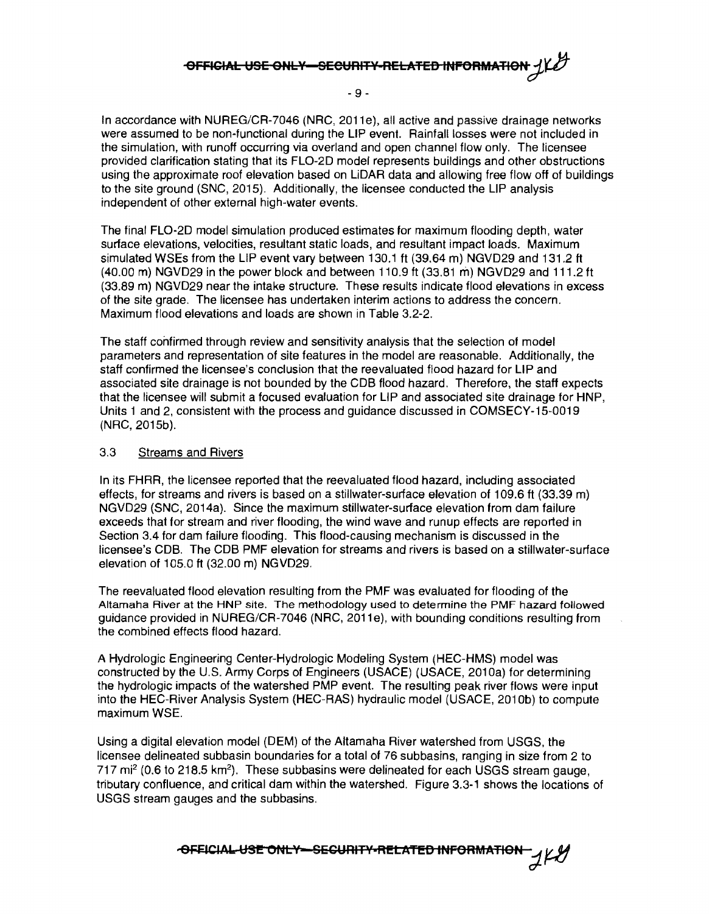In accordance with NUREG/CR-7046 (NRC, 2011e), all active and passive drainage networks were assumed to be non-functional during the LIP event. Rainfall losses were not included in the simulation, with runoff occurring via overland and open channel flow only. The licensee provided clarification stating that its FLO-2D model represents buildings and other obstructions using the approximate roof elevation based on LiDAR data and allowing free flow off of buildings to the site ground (SNC, 2015). Additionally, the licensee conducted the LIP analysis independent of other external high-water events.

The final FLO-2D model simulation produced estimates for maximum flooding depth, water surface elevations, velocities, resultant static loads, and resultant impact loads. Maximum simulated WSEs from the LIP event vary between 130.1 ft (39.64 m) NGVD29 and 131.2 ft (40.00 m) NGVD29 in the power block and between 110.9 ft (33.81 m) NGVD29 and 111.2 ft (33.89 m) NGVD29 near the intake structure. These results indicate flood elevations in excess of the site grade. The licensee has undertaken interim actions to address the concern. Maximum flood elevations and loads are shown in Table 3.2-2.

The staff confirmed through review and sensitivity analysis that the selection of model parameters and representation of site features in the model are reasonable. Additionally, the staff confirmed the licensee's conclusion that the reevaluated flood hazard for LIP and associated site drainage is not bounded by the CDB flood hazard. Therefore, the staff expects that the licensee will submit a focused evaluation for LIP and associated site drainage for HNP, Units 1 and 2, consistent with the process and guidance discussed in COMSECY-15-0019 (NRC, 2015b).

### 3.3 Streams and Rivers

In its FHRR, the licensee reported that the reevaluated flood hazard, including associated effects, for streams and rivers is based on a stillwater-surface elevation of 109.6 ft (33.39 m) NGVD29 (SNC, 2014a). Since the maximum stillwater-surface elevation from dam failure exceeds that for stream and river flooding, the wind wave and runup effects are reported in Section 3.4 for dam failure flooding. This flood-causing mechanism is discussed in the licensee's CDB. The CDB PMF elevation for streams and rivers is based on a stillwater-surface elevation of 105.0 ft (32.00 m) NGVD29.

The reevaluated flood elevation resulting from the PMF was evaluated for flooding of the Altamaha River at the HNP site. The methodology used to determine the PMF hazard followed guidance provided in NUREG/CR-7046 (NRC, 2011e), with bounding conditions resulting from the combined effects flood hazard.

A Hydrologic Engineering Center-Hydrologic Modeling System (HEC-HMS) model was constructed by the U.S. Army Corps of Engineers (USACE) (USACE, 2010a) for determining the hydrologic impacts of the watershed PMP event. The resulting peak river flows were input into the HEC-River Analysis System (HEC-RAS) hydraulic model (USACE, 2010b) to compute maximum WSE.

Using a digital elevation model (DEM) of the Altamaha River watershed from USGS, the licensee delineated subbasin boundaries for a total of 76 subbasins, ranging in size from 2 to 717 $mi^2$ (0.6 to 218.5 $km^2$). These subbasins were delineated for each USGS stream gauge, tributary confluence, and critical dam within the watershed. Figure 3.3-1 shows the locations of USGS stream gauges and the subbasins.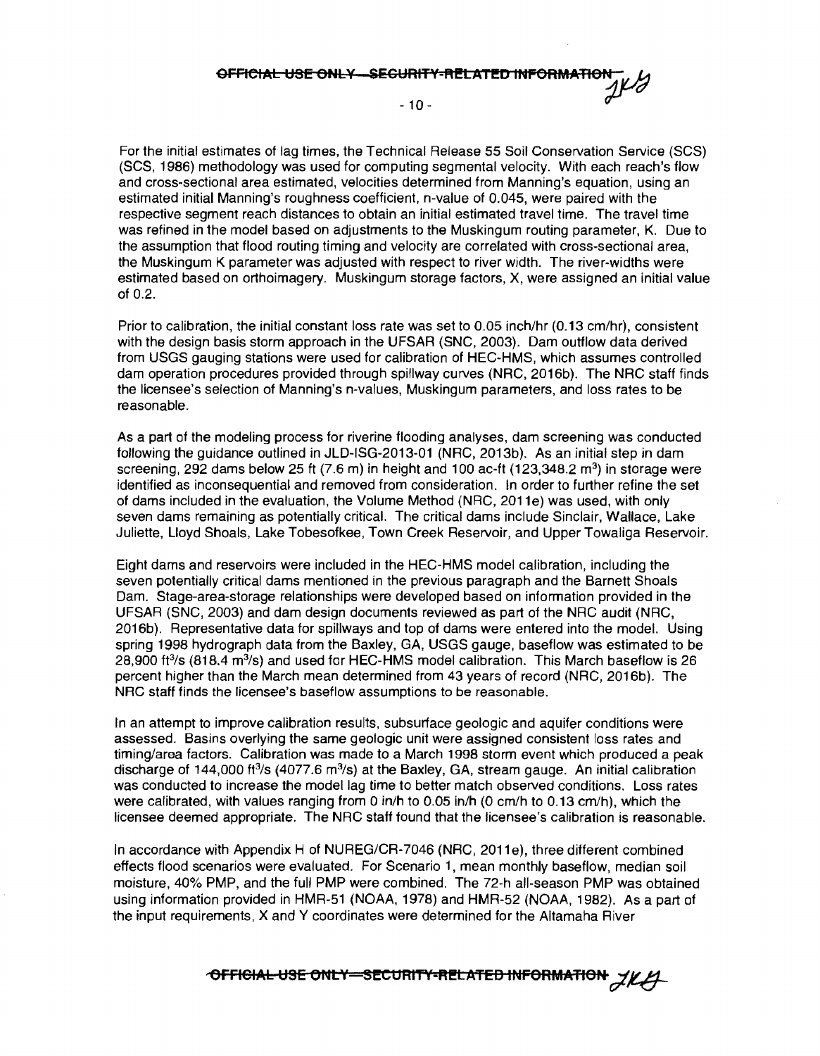For the initial estimates of lag times, the Technical Release 55 Soil Conservation Service (SCS) (SCS, 1986) methodology was used for computing segmental velocity. With each reach's flow and cross-sectional area estimated, velocities determined from Manning's equation, using an estimated initial Manning's roughness coefficient, n-value of 0.045, were paired with the respective segment reach distances to obtain an initial estimated travel time. The travel time was refined in the model based on adjustments to the Muskingum routing parameter, K. Due to the assumption that flood routing timing and velocity are correlated with cross-sectional area, the Muskingum K parameter was adjusted with respect to river width. The river-widths were estimated based on orthoimagery. Muskingum storage factors, X, were assigned an initial value of 0.2.

Prior to calibration, the initial constant loss rate was set to 0.05 inch/hr (0.13 cm/hr), consistent with the design basis storm approach in the UFSAR (SNC, 2003). Dam outflow data derived from USGS gauging stations were used for calibration of HEC-HMS, which assumes controlled dam operation procedures provided through spillway curves (NRC, 2016b). The NRC staff finds the licensee's selection of Manning's n-values, Muskingum parameters, and loss rates to be reasonable.

As a part of the modeling process for riverine flooding analyses, dam screening was conducted following the guidance outlined in JLD-ISG-2013-01 (NRC, 2013b). As an initial step in dam screening, 292 dams below 25 ft (7.6 m) in height and 100 ac-ft (123,348.2 $m^3$) in storage were identified as inconsequential and removed from consideration. In order to further refine the set of dams included in the evaluation, the Volume Method (NRC, 2011e) was used, with only seven dams remaining as potentially critical. The critical dams include Sinclair, Wallace, Lake Juliette, Lloyd Shoals, Lake Tobesofkee, Town Creek Reservoir, and Upper Towaliga Reservoir.

Eight dams and reservoirs were included in the HEC-HMS model calibration, including the seven potentially critical dams mentioned in the previous paragraph and the Barnett Shoals Dam. Stage-area-storage relationships were developed based on information provided in the UFSAR (SNC, 2003) and dam design documents reviewed as part of the NRC audit (NRC, 2016b). Representative data for spillways and top of dams were entered into the model. Using spring 1998 hydrograph data from the Baxley, GA, USGS gauge, baseflow was estimated to be 28,900 $ft^3/s$ (818.4 $m^3/s$) and used for HEC-HMS model calibration. This March baseflow is 26 percent higher than the March mean determined from 43 years of record (NRC, 2016b). The NRC staff finds the licensee's baseflow assumptions to be reasonable.

In an attempt to improve calibration results, subsurface geologic and aquifer conditions were assessed. Basins overlying the same geologic unit were assigned consistent loss rates and timing/area factors. Calibration was made to a March 1998 storm event which produced a peak discharge of 144,000 $ft^3/s$ (4077.6 $m^3/s$) at the Baxley, GA, stream gauge. An initial calibration was conducted to increase the model lag time to better match observed conditions. Loss rates were calibrated, with values ranging from 0 in/h to 0.05 in/h (0 cm/h to 0.13 cm/h), which the licensee deemed appropriate. The NRC staff found that the licensee's calibration is reasonable.

In accordance with Appendix H of NUREG/CR-7046 (NRC, 2011e), three different combined effects flood scenarios were evaluated. For Scenario 1, mean monthly baseflow, median soil moisture, 40% PMP, and the full PMP were combined. The 72-h all-season PMP was obtained using information provided in HMR-51 (NOAA, 1978) and HMR-52 (NOAA, 1982). As a part of the input requirements, X and Y coordinates were determined for the Altamaha River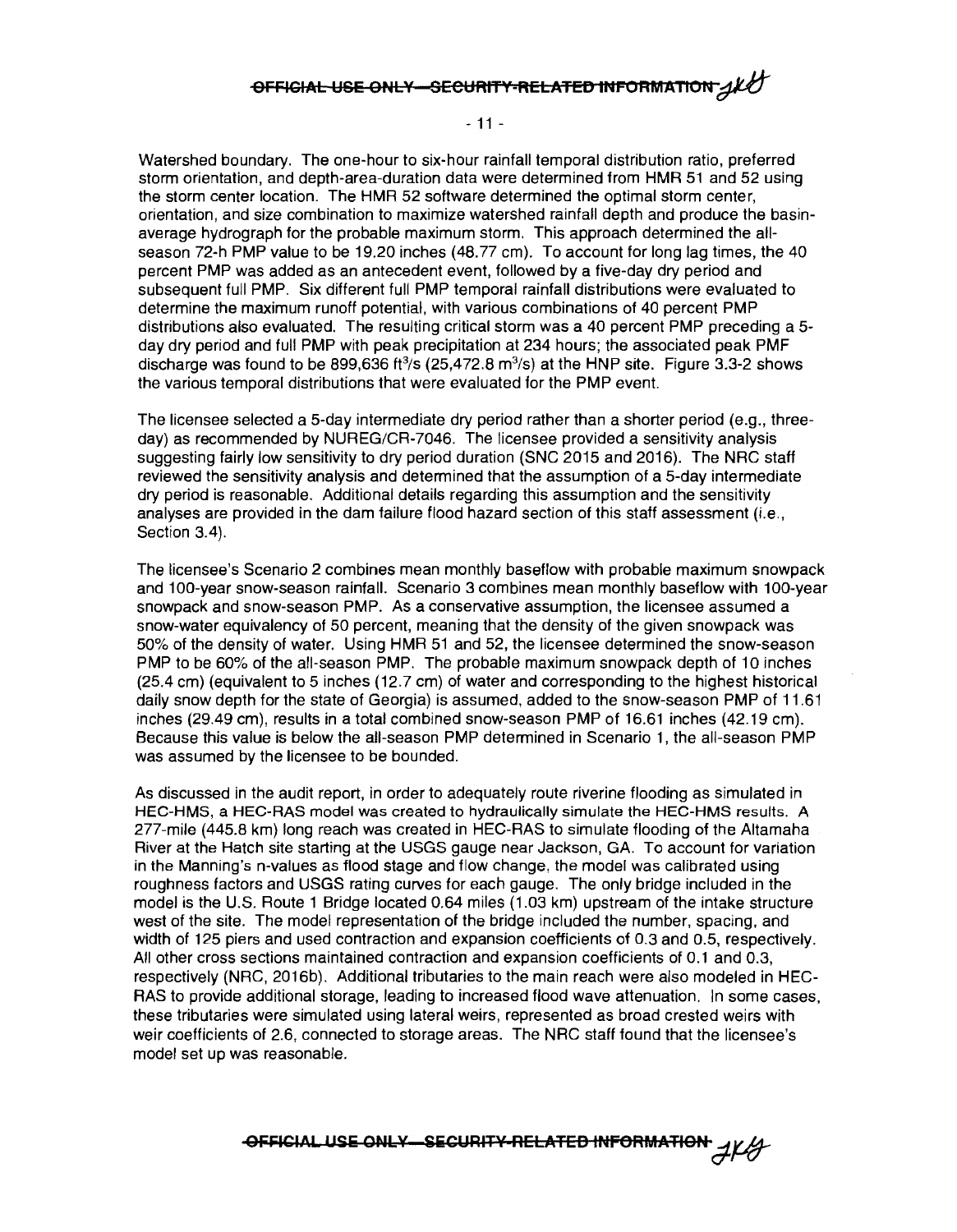Watershed boundary. The one-hour to six-hour rainfall temporal distribution ratio, preferred storm orientation, and depth-area-duration data were determined from HMR 51 and 52 using the storm center location. The HMR 52 software determined the optimal storm center, orientation, and size combination to maximize watershed rainfall depth and produce the basin-average hydrograph for the probable maximum storm. This approach determined the all-season 72-h PMP value to be 19.20 inches (48.77 cm). To account for long lag times, the 40 percent PMP was added as an antecedent event, followed by a five-day dry period and subsequent full PMP. Six different full PMP temporal rainfall distributions were evaluated to determine the maximum runoff potential, with various combinations of 40 percent PMP distributions also evaluated. The resulting critical storm was a 40 percent PMP preceding a 5-day dry period and full PMP with peak precipitation at 234 hours; the associated peak PMF discharge was found to be 899,636 $ft^3/s$ (25,472.8 $m^3/s$) at the HNP site. Figure 3.3-2 shows the various temporal distributions that were evaluated for the PMP event.

The licensee selected a 5-day intermediate dry period rather than a shorter period (e.g., three-day) as recommended by NUREG/CR-7046. The licensee provided a sensitivity analysis suggesting fairly low sensitivity to dry period duration (SNC 2015 and 2016). The NRC staff reviewed the sensitivity analysis and determined that the assumption of a 5-day intermediate dry period is reasonable. Additional details regarding this assumption and the sensitivity analyses are provided in the dam failure flood hazard section of this staff assessment (i.e., Section 3.4).

The licensee's Scenario 2 combines mean monthly baseflow with probable maximum snowpack and 100-year snow-season rainfall. Scenario 3 combines mean monthly baseflow with 100-year snowpack and snow-season PMP. As a conservative assumption, the licensee assumed a snow-water equivalency of 50 percent, meaning that the density of the given snowpack was 50% of the density of water. Using HMR 51 and 52, the licensee determined the snow-season PMP to be 60% of the all-season PMP. The probable maximum snowpack depth of 10 inches (25.4 cm) (equivalent to 5 inches (12.7 cm) of water and corresponding to the highest historical daily snow depth for the state of Georgia) is assumed, added to the snow-season PMP of 11.61 inches (29.49 cm), results in a total combined snow-season PMP of 16.61 inches (42.19 cm). Because this value is below the all-season PMP determined in Scenario 1, the all-season PMP was assumed by the licensee to be bounded.

As discussed in the audit report, in order to adequately route riverine flooding as simulated in HEC-HMS, a HEC-RAS model was created to hydraulically simulate the HEC-HMS results. A 277-mile (445.8 km) long reach was created in HEC-RAS to simulate flooding of the Altamaha River at the Hatch site starting at the USGS gauge near Jackson, GA. To account for variation in the Manning's n-values as flood stage and flow change, the model was calibrated using roughness factors and USGS rating curves for each gauge. The only bridge included in the model is the U.S. Route 1 Bridge located 0.64 miles (1.03 km) upstream of the intake structure west of the site. The model representation of the bridge included the number, spacing, and width of 125 piers and used contraction and expansion coefficients of 0.3 and 0.5, respectively. All other cross sections maintained contraction and expansion coefficients of 0.1 and 0.3, respectively (NRC, 2016b). Additional tributaries to the main reach were also modeled in HEC-RAS to provide additional storage, leading to increased flood wave attenuation. In some cases, these tributaries were simulated using lateral weirs, represented as broad crested weirs with weir coefficients of 2.6, connected to storage areas. The NRC staff found that the licensee's model set up was reasonable.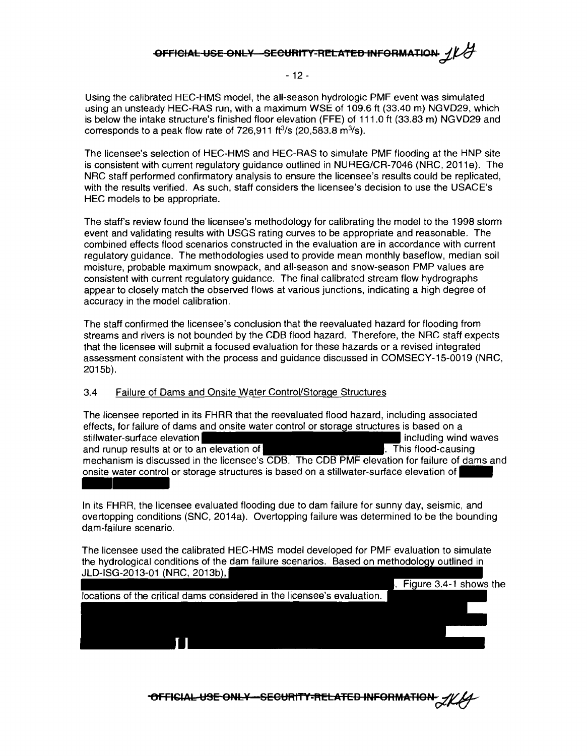Using the calibrated HEC-HMS model, the all-season hydrologic PMF event was simulated using an unsteady HEC-RAS run, with a maximum WSE of 109.6 ft (33.40 m) NGVD29, which is below the intake structure's finished floor elevation (FFE) of 111.0 ft (33.83 m) NGVD29 and corresponds to a peak flow rate of 726,911 $ft^3/s$ (20,583.8 $m^3/s$).

The licensee's selection of HEC-HMS and HEC-RAS to simulate PMF flooding at the HNP site is consistent with current regulatory guidance outlined in NUREG/CR-7046 (NRC, 2011e). The NRC staff performed confirmatory analysis to ensure the licensee's results could be replicated, with the results verified. As such, staff considers the licensee's decision to use the USACE's HEC models to be appropriate.

The staff's review found the licensee's methodology for calibrating the model to the 1998 storm event and validating results with USGS rating curves to be appropriate and reasonable. The combined effects flood scenarios constructed in the evaluation are in accordance with current regulatory guidance. The methodologies used to provide mean monthly baseflow, median soil moisture, probable maximum snowpack, and all-season and snow-season PMP values are consistent with current regulatory guidance. The final calibrated stream flow hydrographs appear to closely match the observed flows at various junctions, indicating a high degree of accuracy in the model calibration.

The staff confirmed the licensee's conclusion that the reevaluated hazard for flooding from streams and rivers is not bounded by the CDB flood hazard. Therefore, the NRC staff expects that the licensee will submit a focused evaluation for these hazards or a revised integrated assessment consistent with the process and guidance discussed in COMSECY-15-0019 (NRC, 2015b).

### 3.4 Failure of Dams and Onsite Water Control/Storage Structures

The licensee reported in its FHRR that the reevaluated flood hazard, including associated effects, for failure of dams and onsite water control or storage structures is based on a stillwater-surface elevation [REDACTED] including wind waves and runup results at or to an elevation of [REDACTED]. This flood-causing mechanism is discussed in the licensee's CDB. The CDB PMF elevation for failure of dams and onsite water control or storage structures is based on a stillwater-surface elevation of [REDACTED]

In its FHRR, the licensee evaluated flooding due to dam failure for sunny day, seismic, and overtopping conditions (SNC, 2014a). Overtopping failure was determined to be the bounding dam-failure scenario.

The licensee used the calibrated HEC-HMS model developed for PMF evaluation to simulate the hydrological conditions of the dam failure scenarios. Based on methodology outlined in JLD-ISG-2013-01 (NRC, 2013b), [REDACTED]. Figure 3.4-1 shows the locations of the critical dams considered in the licensee's evaluation. [REDACTED]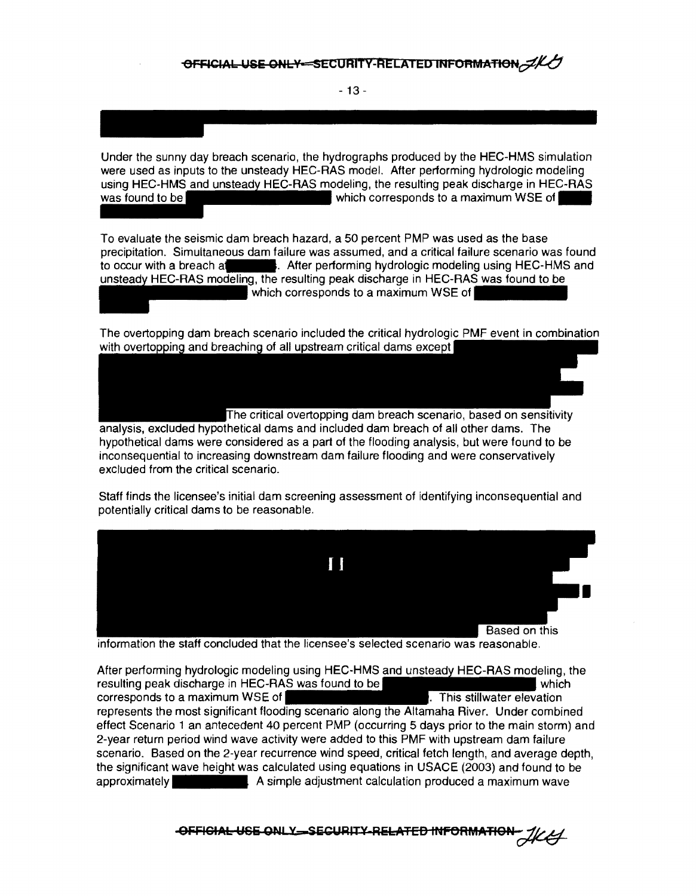Under the sunny day breach scenario, the hydrographs produced by the HEC-HMS simulation were used as inputs to the unsteady HEC-RAS model. After performing hydrologic modeling using HEC-HMS and unsteady HEC-RAS modeling, the resulting peak discharge in HEC-RAS was found to be which corresponds to a maximum WSE of

To evaluate the seismic dam breach hazard, a 50 percent PMP was used as the base precipitation. Simultaneous dam failure was assumed, and a critical failure scenario was found to occur with a breach at . After performing hydrologic modeling using HEC-HMS and unsteady HEC-RAS modeling, the resulting peak discharge in HEC-RAS was found to be which corresponds to a maximum WSE of

The overtopping dam breach scenario included the critical hydrologic PMF event in combination with overtopping and breaching of all upstream critical dams except

The critical overtopping dam breach scenario, based on sensitivity analysis, excluded hypothetical dams and included dam breach of all other dams. The hypothetical dams were considered as a part of the flooding analysis, but were found to be inconsequential to increasing downstream dam failure flooding and were conservatively excluded from the critical scenario.

Staff finds the licensee's initial dam screening assessment of identifying inconsequential and potentially critical dams to be reasonable.

Based on this information the staff concluded that the licensee's selected scenario was reasonable.

After performing hydrologic modeling using HEC-HMS and unsteady HEC-RAS modeling, the resulting peak discharge in HEC-RAS was found to be which corresponds to a maximum WSE of . This stillwater elevation represents the most significant flooding scenario along the Altamaha River. Under combined effect Scenario 1 an antecedent 40 percent PMP (occurring 5 days prior to the main storm) and 2-year return period wind wave activity were added to this PMF with upstream dam failure scenario. Based on the 2-year recurrence wind speed, critical fetch length, and average depth, the significant wave height was calculated using equations in USACE (2003) and found to be approximately . A simple adjustment calculation produced a maximum wave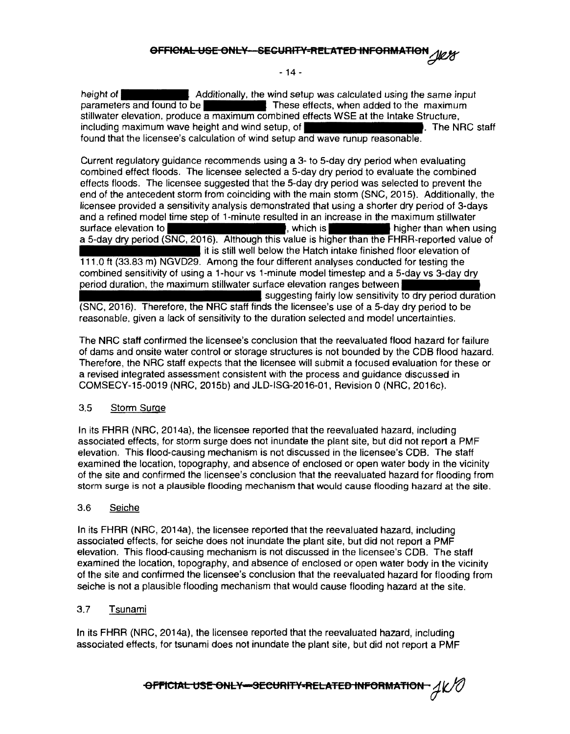height of ████████. Additionally, the wind setup was calculated using the same input parameters and found to be ████████. These effects, when added to the maximum stillwater elevation, produce a maximum combined effects WSE at the Intake Structure, including maximum wave height and wind setup, of ████████████████. The NRC staff found that the licensee's calculation of wind setup and wave runup reasonable.

Current regulatory guidance recommends using a 3- to 5-day dry period when evaluating combined effect floods. The licensee selected a 5-day dry period to evaluate the combined effects floods. The licensee suggested that the 5-day dry period was selected to prevent the end of the antecedent storm from coinciding with the main storm (SNC, 2015). Additionally, the licensee provided a sensitivity analysis demonstrated that using a shorter dry period of 3-days and a refined model time step of 1-minute resulted in an increase in the maximum stillwater surface elevation to ████████████████, which is ████████ higher than when using a 5-day dry period (SNC, 2016). Although this value is higher than the FHRR-reported value of ████████████████ it is still well below the Hatch intake finished floor elevation of 111.0 ft (33.83 m) NGVD29. Among the four different analyses conducted for testing the combined sensitivity of using a 1-hour vs 1-minute model timestep and a 5-day vs 3-day dry period duration, the maximum stillwater surface elevation ranges between ████████████████████████████ suggesting fairly low sensitivity to dry period duration (SNC, 2016). Therefore, the NRC staff finds the licensee's use of a 5-day dry period to be reasonable, given a lack of sensitivity to the duration selected and model uncertainties.

The NRC staff confirmed the licensee's conclusion that the reevaluated flood hazard for failure of dams and onsite water control or storage structures is not bounded by the CDB flood hazard. Therefore, the NRC staff expects that the licensee will submit a focused evaluation for these or a revised integrated assessment consistent with the process and guidance discussed in COMSECY-15-0019 (NRC, 2015b) and JLD-ISG-2016-01, Revision 0 (NRC, 2016c).

## 3.5 Storm Surge

In its FHRR (NRC, 2014a), the licensee reported that the reevaluated hazard, including associated effects, for storm surge does not inundate the plant site, but did not report a PMF elevation. This flood-causing mechanism is not discussed in the licensee's CDB. The staff examined the location, topography, and absence of enclosed or open water body in the vicinity of the site and confirmed the licensee's conclusion that the reevaluated hazard for flooding from storm surge is not a plausible flooding mechanism that would cause flooding hazard at the site.

## 3.6 Seiche

In its FHRR (NRC, 2014a), the licensee reported that the reevaluated hazard, including associated effects, for seiche does not inundate the plant site, but did not report a PMF elevation. This flood-causing mechanism is not discussed in the licensee's CDB. The staff examined the location, topography, and absence of enclosed or open water body in the vicinity of the site and confirmed the licensee's conclusion that the reevaluated hazard for flooding from seiche is not a plausible flooding mechanism that would cause flooding hazard at the site.

## 3.7 Tsunami

In its FHRR (NRC, 2014a), the licensee reported that the reevaluated hazard, including associated effects, for tsunami does not inundate the plant site, but did not report a PMF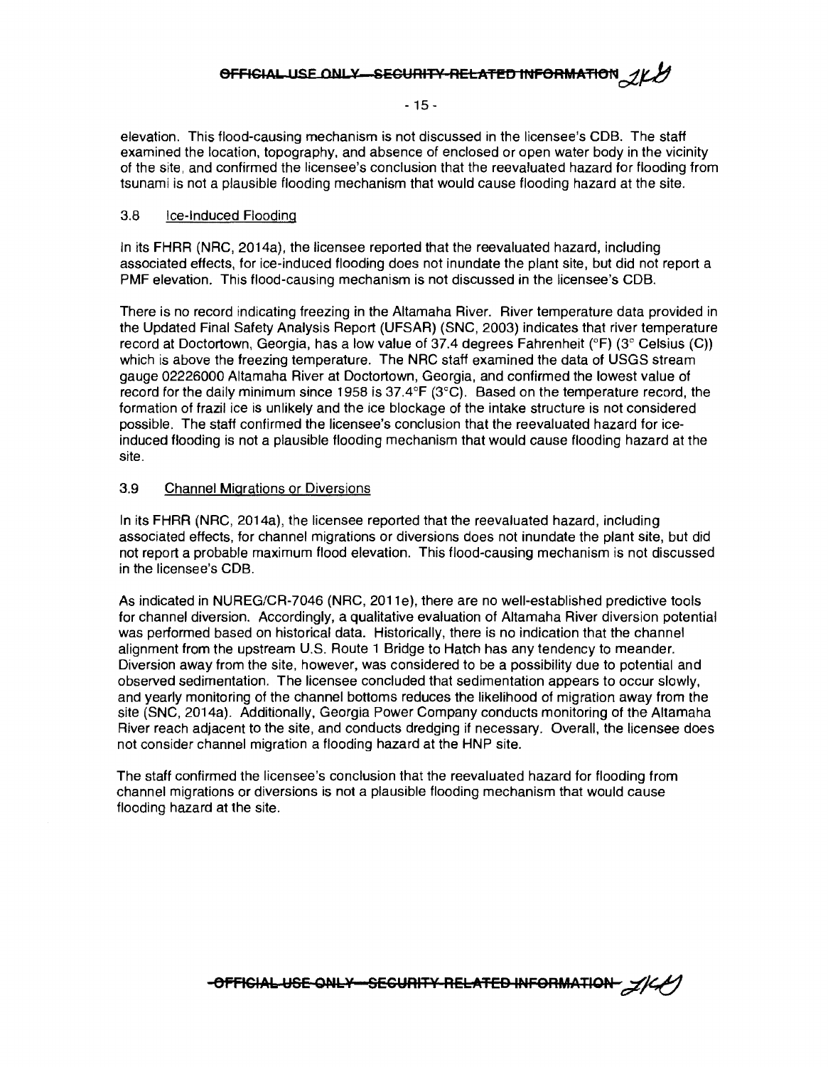elevation. This flood-causing mechanism is not discussed in the licensee's CDB. The staff examined the location, topography, and absence of enclosed or open water body in the vicinity of the site, and confirmed the licensee's conclusion that the reevaluated hazard for flooding from tsunami is not a plausible flooding mechanism that would cause flooding hazard at the site.

### 3.8 Ice-Induced Flooding

In its FHRR (NRC, 2014a), the licensee reported that the reevaluated hazard, including associated effects, for ice-induced flooding does not inundate the plant site, but did not report a PMF elevation. This flood-causing mechanism is not discussed in the licensee's CDB.

There is no record indicating freezing in the Altamaha River. River temperature data provided in the Updated Final Safety Analysis Report (UFSAR) (SNC, 2003) indicates that river temperature record at Doctortown, Georgia, has a low value of 37.4 degrees Fahrenheit (°F) (3° Celsius (C)) which is above the freezing temperature. The NRC staff examined the data of USGS stream gauge 02226000 Altamaha River at Doctortown, Georgia, and confirmed the lowest value of record for the daily minimum since 1958 is 37.4°F (3°C). Based on the temperature record, the formation of frazil ice is unlikely and the ice blockage of the intake structure is not considered possible. The staff confirmed the licensee's conclusion that the reevaluated hazard for ice-induced flooding is not a plausible flooding mechanism that would cause flooding hazard at the site.

### 3.9 Channel Migrations or Diversions

In its FHRR (NRC, 2014a), the licensee reported that the reevaluated hazard, including associated effects, for channel migrations or diversions does not inundate the plant site, but did not report a probable maximum flood elevation. This flood-causing mechanism is not discussed in the licensee's CDB.

As indicated in NUREG/CR-7046 (NRC, 2011e), there are no well-established predictive tools for channel diversion. Accordingly, a qualitative evaluation of Altamaha River diversion potential was performed based on historical data. Historically, there is no indication that the channel alignment from the upstream U.S. Route 1 Bridge to Hatch has any tendency to meander. Diversion away from the site, however, was considered to be a possibility due to potential and observed sedimentation. The licensee concluded that sedimentation appears to occur slowly, and yearly monitoring of the channel bottoms reduces the likelihood of migration away from the site (SNC, 2014a). Additionally, Georgia Power Company conducts monitoring of the Altamaha River reach adjacent to the site, and conducts dredging if necessary. Overall, the licensee does not consider channel migration a flooding hazard at the HNP site.

The staff confirmed the licensee's conclusion that the reevaluated hazard for flooding from channel migrations or diversions is not a plausible flooding mechanism that would cause flooding hazard at the site.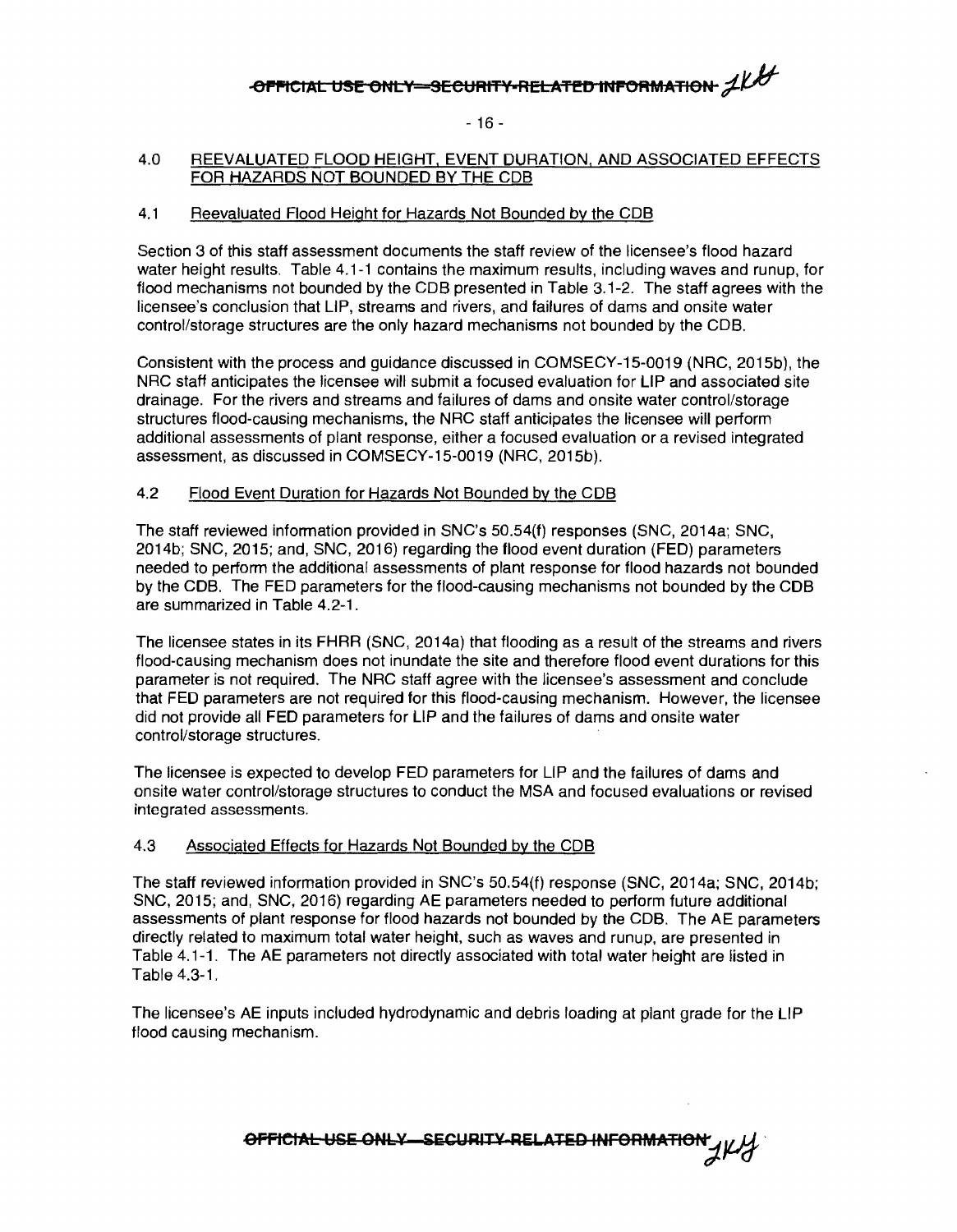## 4.0 REEVALUATED FLOOD HEIGHT, EVENT DURATION, AND ASSOCIATED EFFECTS FOR HAZARDS NOT BOUNDED BY THE CDB

### 4.1 Reevaluated Flood Height for Hazards Not Bounded by the CDB

Section 3 of this staff assessment documents the staff review of the licensee's flood hazard water height results. Table 4.1-1 contains the maximum results, including waves and runup, for flood mechanisms not bounded by the CDB presented in Table 3.1-2. The staff agrees with the licensee's conclusion that LIP, streams and rivers, and failures of dams and onsite water control/storage structures are the only hazard mechanisms not bounded by the CDB.

Consistent with the process and guidance discussed in COMSECY-15-0019 (NRC, 2015b), the NRC staff anticipates the licensee will submit a focused evaluation for LIP and associated site drainage. For the rivers and streams and failures of dams and onsite water control/storage structures flood-causing mechanisms, the NRC staff anticipates the licensee will perform additional assessments of plant response, either a focused evaluation or a revised integrated assessment, as discussed in COMSECY-15-0019 (NRC, 2015b).

### 4.2 Flood Event Duration for Hazards Not Bounded by the CDB

The staff reviewed information provided in SNC's 50.54(f) responses (SNC, 2014a; SNC, 2014b; SNC, 2015; and, SNC, 2016) regarding the flood event duration (FED) parameters needed to perform the additional assessments of plant response for flood hazards not bounded by the CDB. The FED parameters for the flood-causing mechanisms not bounded by the CDB are summarized in Table 4.2-1.

The licensee states in its FHRR (SNC, 2014a) that flooding as a result of the streams and rivers flood-causing mechanism does not inundate the site and therefore flood event durations for this parameter is not required. The NRC staff agree with the licensee's assessment and conclude that FED parameters are not required for this flood-causing mechanism. However, the licensee did not provide all FED parameters for LIP and the failures of dams and onsite water control/storage structures.

The licensee is expected to develop FED parameters for LIP and the failures of dams and onsite water control/storage structures to conduct the MSA and focused evaluations or revised integrated assessments.

### 4.3 Associated Effects for Hazards Not Bounded by the CDB

The staff reviewed information provided in SNC's 50.54(f) response (SNC, 2014a; SNC, 2014b; SNC, 2015; and, SNC, 2016) regarding AE parameters needed to perform future additional assessments of plant response for flood hazards not bounded by the CDB. The AE parameters directly related to maximum total water height, such as waves and runup, are presented in Table 4.1-1. The AE parameters not directly associated with total water height are listed in Table 4.3-1.

The licensee's AE inputs included hydrodynamic and debris loading at plant grade for the LIP flood causing mechanism.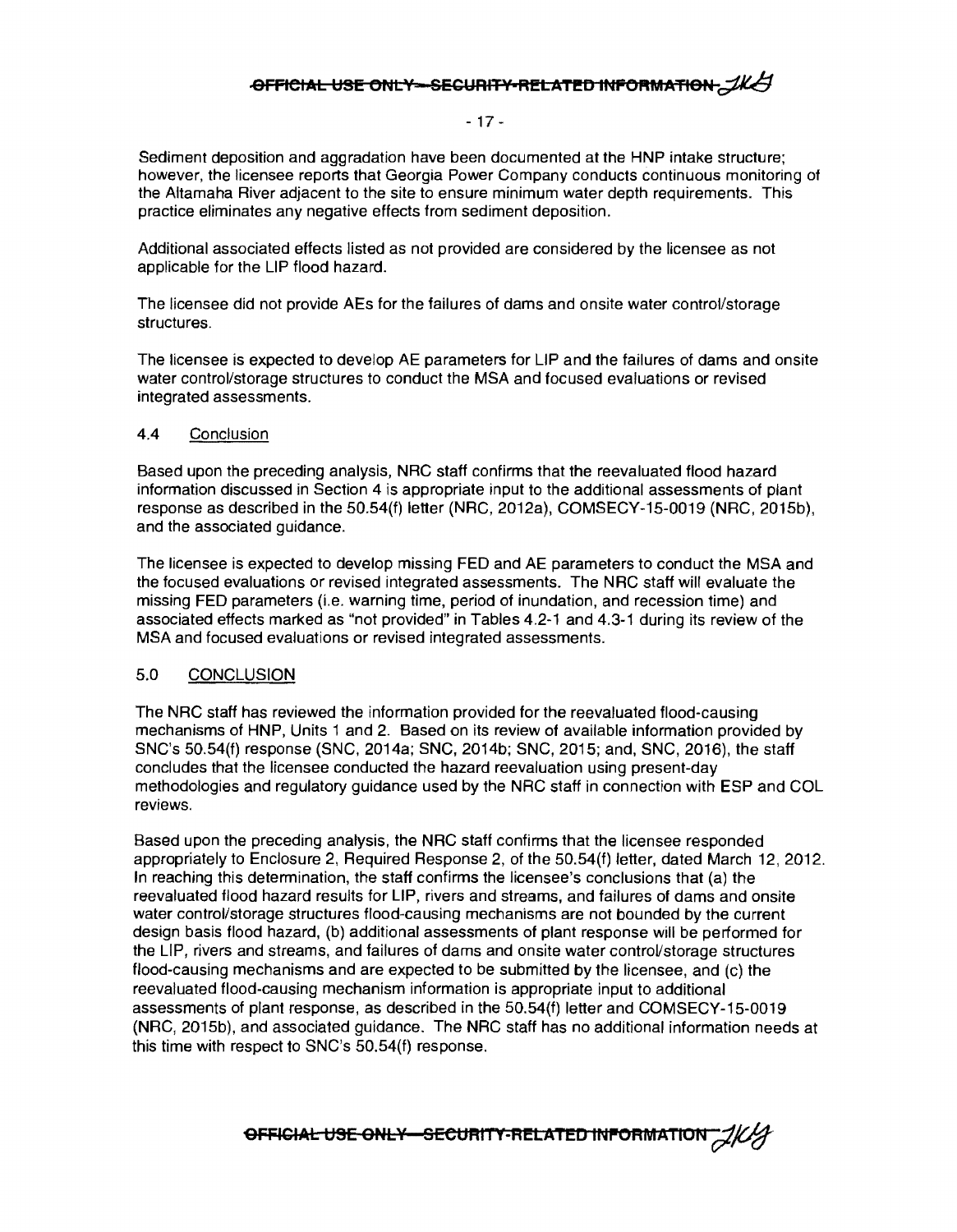Sediment deposition and aggradation have been documented at the HNP intake structure; however, the licensee reports that Georgia Power Company conducts continuous monitoring of the Altamaha River adjacent to the site to ensure minimum water depth requirements. This practice eliminates any negative effects from sediment deposition.

Additional associated effects listed as not provided are considered by the licensee as not applicable for the LIP flood hazard.

The licensee did not provide AEs for the failures of dams and onsite water control/storage structures.

The licensee is expected to develop AE parameters for LIP and the failures of dams and onsite water control/storage structures to conduct the MSA and focused evaluations or revised integrated assessments.

### 4.4 Conclusion

Based upon the preceding analysis, NRC staff confirms that the reevaluated flood hazard information discussed in Section 4 is appropriate input to the additional assessments of plant response as described in the 50.54(f) letter (NRC, 2012a), COMSECY-15-0019 (NRC, 2015b), and the associated guidance.

The licensee is expected to develop missing FED and AE parameters to conduct the MSA and the focused evaluations or revised integrated assessments. The NRC staff will evaluate the missing FED parameters (i.e. warning time, period of inundation, and recession time) and associated effects marked as "not provided" in Tables 4.2-1 and 4.3-1 during its review of the MSA and focused evaluations or revised integrated assessments.

## 5.0 CONCLUSION

The NRC staff has reviewed the information provided for the reevaluated flood-causing mechanisms of HNP, Units 1 and 2. Based on its review of available information provided by SNC's 50.54(f) response (SNC, 2014a; SNC, 2014b; SNC, 2015; and, SNC, 2016), the staff concludes that the licensee conducted the hazard reevaluation using present-day methodologies and regulatory guidance used by the NRC staff in connection with ESP and COL reviews.

Based upon the preceding analysis, the NRC staff confirms that the licensee responded appropriately to Enclosure 2, Required Response 2, of the 50.54(f) letter, dated March 12, 2012. In reaching this determination, the staff confirms the licensee's conclusions that (a) the reevaluated flood hazard results for LIP, rivers and streams, and failures of dams and onsite water control/storage structures flood-causing mechanisms are not bounded by the current design basis flood hazard, (b) additional assessments of plant response will be performed for the LIP, rivers and streams, and failures of dams and onsite water control/storage structures flood-causing mechanisms and are expected to be submitted by the licensee, and (c) the reevaluated flood-causing mechanism information is appropriate input to additional assessments of plant response, as described in the 50.54(f) letter and COMSECY-15-0019 (NRC, 2015b), and associated guidance. The NRC staff has no additional information needs at this time with respect to SNC's 50.54(f) response.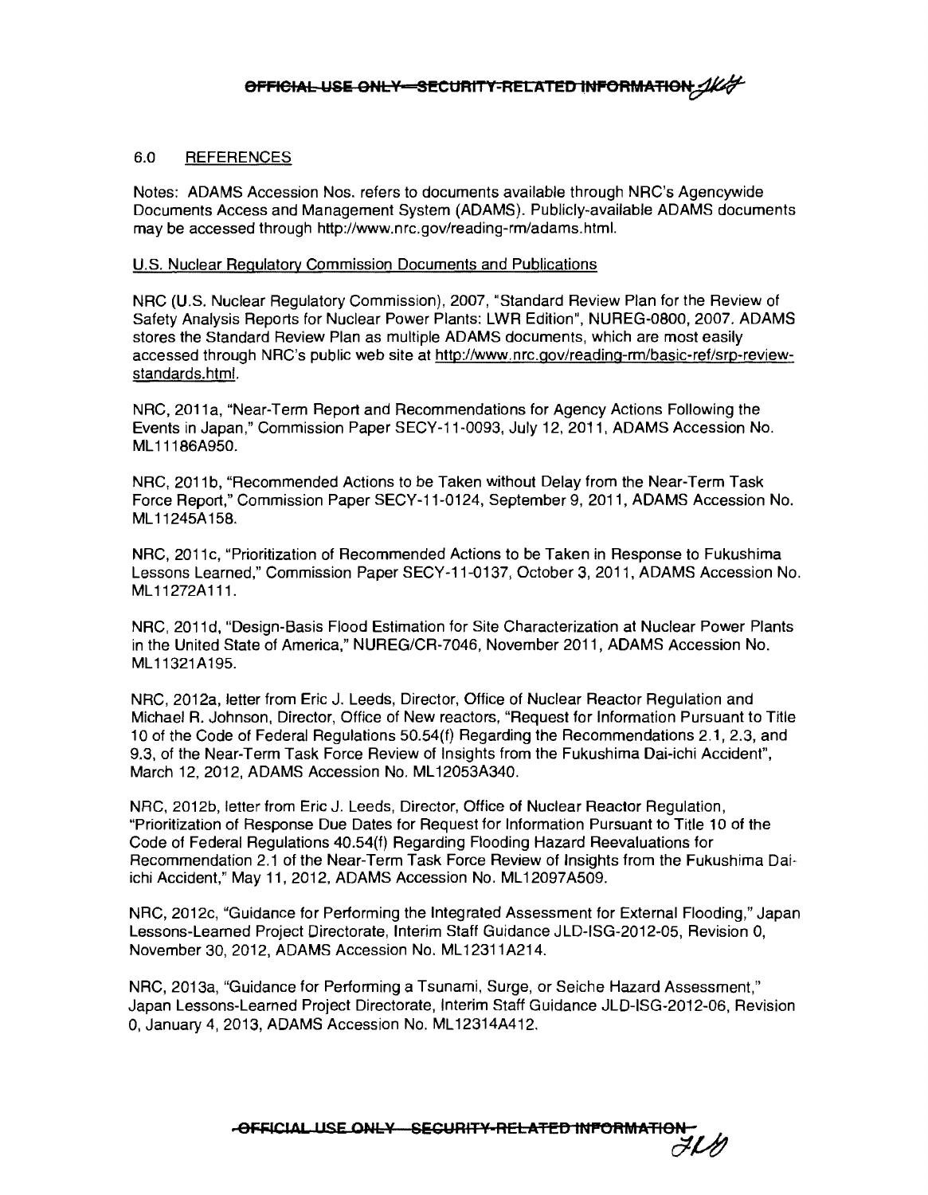## 6.0 REFERENCES

Notes: ADAMS Accession Nos. refers to documents available through NRC's Agencywide Documents Access and Management System (ADAMS). Publicly-available ADAMS documents may be accessed through http://www.nrc.gov/reading-rm/adams.html.

### U.S. Nuclear Regulatory Commission Documents and Publications

NRC (U.S. Nuclear Regulatory Commission), 2007, "Standard Review Plan for the Review of Safety Analysis Reports for Nuclear Power Plants: LWR Edition", NUREG-0800, 2007. ADAMS stores the Standard Review Plan as multiple ADAMS documents, which are most easily accessed through NRC's public web site at http://www.nrc.gov/reading-rm/basic-ref/srp-review-standards.html.

NRC, 2011a, "Near-Term Report and Recommendations for Agency Actions Following the Events in Japan," Commission Paper SECY-11-0093, July 12, 2011, ADAMS Accession No. ML11186A950.

NRC, 2011b, "Recommended Actions to be Taken without Delay from the Near-Term Task Force Report," Commission Paper SECY-11-0124, September 9, 2011, ADAMS Accession No. ML11245A158.

NRC, 2011c, "Prioritization of Recommended Actions to be Taken in Response to Fukushima Lessons Learned," Commission Paper SECY-11-0137, October 3, 2011, ADAMS Accession No. ML11272A111.

NRC, 2011d, "Design-Basis Flood Estimation for Site Characterization at Nuclear Power Plants in the United State of America," NUREG/CR-7046, November 2011, ADAMS Accession No. ML11321A195.

NRC, 2012a, letter from Eric J. Leeds, Director, Office of Nuclear Reactor Regulation and Michael R. Johnson, Director, Office of New reactors, "Request for Information Pursuant to Title 10 of the Code of Federal Regulations 50.54(f) Regarding the Recommendations 2.1, 2.3, and 9.3, of the Near-Term Task Force Review of Insights from the Fukushima Dai-ichi Accident", March 12, 2012, ADAMS Accession No. ML12053A340.

NRC, 2012b, letter from Eric J. Leeds, Director, Office of Nuclear Reactor Regulation, "Prioritization of Response Due Dates for Request for Information Pursuant to Title 10 of the Code of Federal Regulations 40.54(f) Regarding Flooding Hazard Reevaluations for Recommendation 2.1 of the Near-Term Task Force Review of Insights from the Fukushima Dai-ichi Accident," May 11, 2012, ADAMS Accession No. ML12097A509.

NRC, 2012c, "Guidance for Performing the Integrated Assessment for External Flooding," Japan Lessons-Learned Project Directorate, Interim Staff Guidance JLD-ISG-2012-05, Revision 0, November 30, 2012, ADAMS Accession No. ML12311A214.

NRC, 2013a, "Guidance for Performing a Tsunami, Surge, or Seiche Hazard Assessment," Japan Lessons-Learned Project Directorate, Interim Staff Guidance JLD-ISG-2012-06, Revision 0, January 4, 2013, ADAMS Accession No. ML12314A412.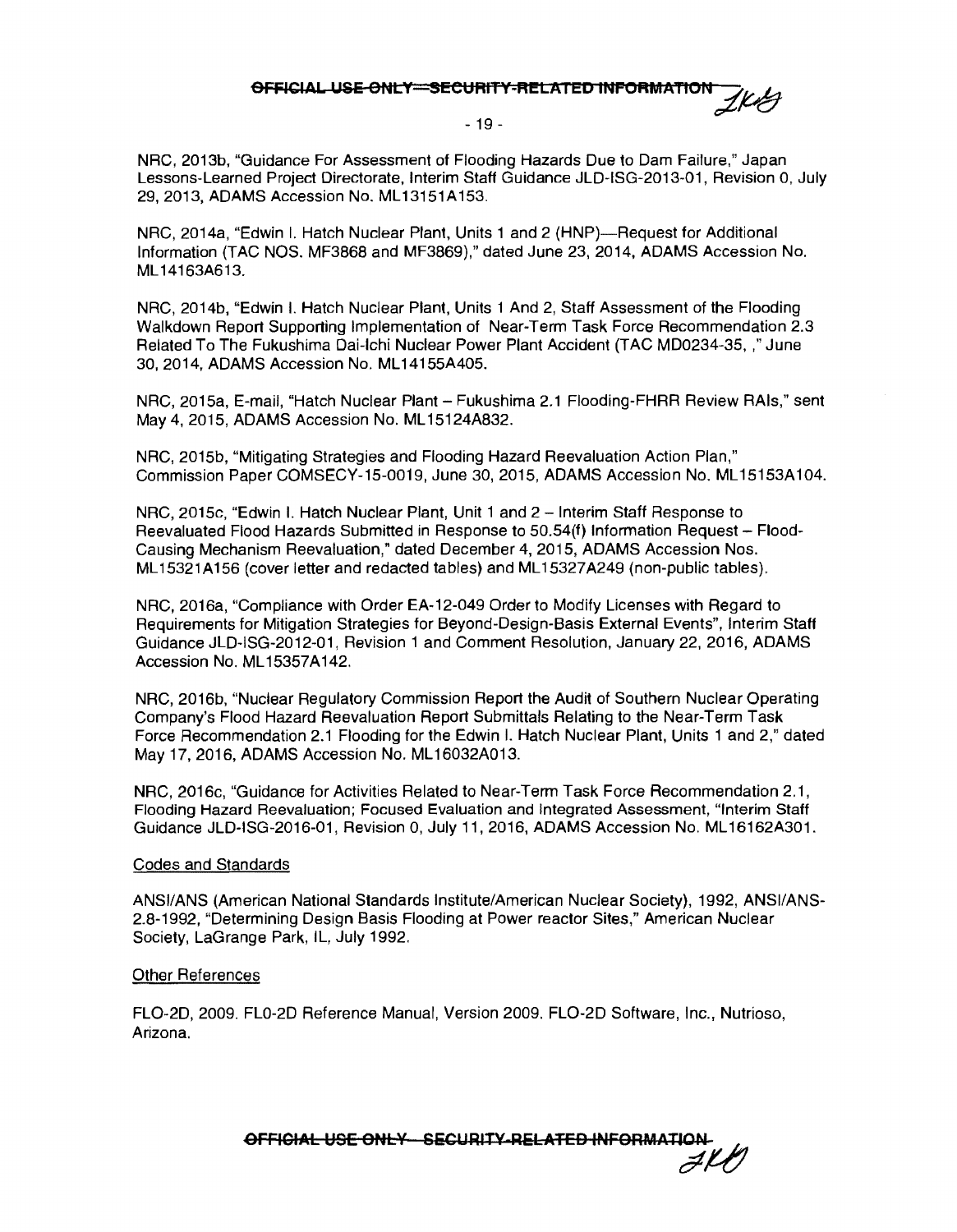NRC, 2013b, "Guidance For Assessment of Flooding Hazards Due to Dam Failure," Japan Lessons-Learned Project Directorate, Interim Staff Guidance JLD-ISG-2013-01, Revision 0, July 29, 2013, ADAMS Accession No. ML13151A153.

NRC, 2014a, "Edwin I. Hatch Nuclear Plant, Units 1 and 2 (HNP)—Request for Additional Information (TAC NOS. MF3868 and MF3869)," dated June 23, 2014, ADAMS Accession No. ML14163A613.

NRC, 2014b, "Edwin I. Hatch Nuclear Plant, Units 1 And 2, Staff Assessment of the Flooding Walkdown Report Supporting Implementation of Near-Term Task Force Recommendation 2.3 Related To The Fukushima Dai-Ichi Nuclear Power Plant Accident (TAC MD0234-35, ," June 30, 2014, ADAMS Accession No. ML14155A405.

NRC, 2015a, E-mail, "Hatch Nuclear Plant – Fukushima 2.1 Flooding-FHRR Review RAIs," sent May 4, 2015, ADAMS Accession No. ML15124A832.

NRC, 2015b, "Mitigating Strategies and Flooding Hazard Reevaluation Action Plan," Commission Paper COMSECY-15-0019, June 30, 2015, ADAMS Accession No. ML15153A104.

NRC, 2015c, "Edwin I. Hatch Nuclear Plant, Unit 1 and 2 – Interim Staff Response to Reevaluated Flood Hazards Submitted in Response to 50.54(f) Information Request – Flood-Causing Mechanism Reevaluation," dated December 4, 2015, ADAMS Accession Nos. ML15321A156 (cover letter and redacted tables) and ML15327A249 (non-public tables).

NRC, 2016a, "Compliance with Order EA-12-049 Order to Modify Licenses with Regard to Requirements for Mitigation Strategies for Beyond-Design-Basis External Events", Interim Staff Guidance JLD-ISG-2012-01, Revision 1 and Comment Resolution, January 22, 2016, ADAMS Accession No. ML15357A142.

NRC, 2016b, "Nuclear Regulatory Commission Report the Audit of Southern Nuclear Operating Company's Flood Hazard Reevaluation Report Submittals Relating to the Near-Term Task Force Recommendation 2.1 Flooding for the Edwin I. Hatch Nuclear Plant, Units 1 and 2," dated May 17, 2016, ADAMS Accession No. ML16032A013.

NRC, 2016c, "Guidance for Activities Related to Near-Term Task Force Recommendation 2.1, Flooding Hazard Reevaluation; Focused Evaluation and Integrated Assessment, "Interim Staff Guidance JLD-ISG-2016-01, Revision 0, July 11, 2016, ADAMS Accession No. ML16162A301.

Codes and Standards

ANSI/ANS (American National Standards Institute/American Nuclear Society), 1992, ANSI/ANS-2.8-1992, "Determining Design Basis Flooding at Power reactor Sites," American Nuclear Society, LaGrange Park, IL, July 1992.

Other References

FLO-2D, 2009. FL0-2D Reference Manual, Version 2009. FLO-2D Software, Inc., Nutrioso, Arizona.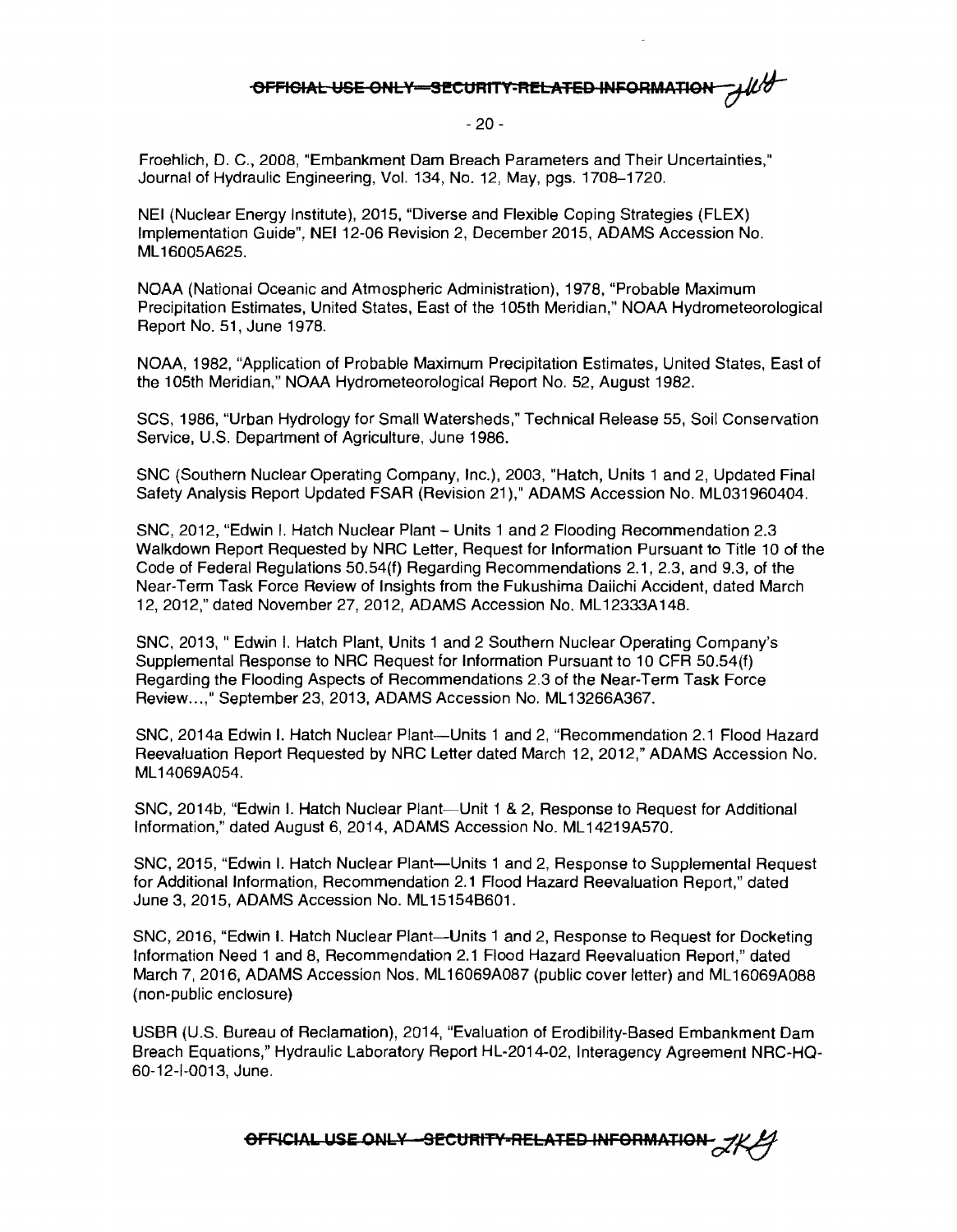Froehlich, D. C., 2008, "Embankment Dam Breach Parameters and Their Uncertainties," Journal of Hydraulic Engineering, Vol. 134, No. 12, May, pgs. 1708–1720.

NEI (Nuclear Energy Institute), 2015, "Diverse and Flexible Coping Strategies (FLEX) Implementation Guide", NEI 12-06 Revision 2, December 2015, ADAMS Accession No. ML16005A625.

NOAA (National Oceanic and Atmospheric Administration), 1978, "Probable Maximum Precipitation Estimates, United States, East of the 105th Meridian," NOAA Hydrometeorological Report No. 51, June 1978.

NOAA, 1982, "Application of Probable Maximum Precipitation Estimates, United States, East of the 105th Meridian," NOAA Hydrometeorological Report No. 52, August 1982.

SCS, 1986, "Urban Hydrology for Small Watersheds," Technical Release 55, Soil Conservation Service, U.S. Department of Agriculture, June 1986.

SNC (Southern Nuclear Operating Company, Inc.), 2003, "Hatch, Units 1 and 2, Updated Final Safety Analysis Report Updated FSAR (Revision 21)," ADAMS Accession No. ML031960404.

SNC, 2012, "Edwin I. Hatch Nuclear Plant – Units 1 and 2 Flooding Recommendation 2.3 Walkdown Report Requested by NRC Letter, Request for Information Pursuant to Title 10 of the Code of Federal Regulations 50.54(f) Regarding Recommendations 2.1, 2.3, and 9.3, of the Near-Term Task Force Review of Insights from the Fukushima Daiichi Accident, dated March 12, 2012," dated November 27, 2012, ADAMS Accession No. ML12333A148.

SNC, 2013, " Edwin I. Hatch Plant, Units 1 and 2 Southern Nuclear Operating Company's Supplemental Response to NRC Request for Information Pursuant to 10 CFR 50.54(f) Regarding the Flooding Aspects of Recommendations 2.3 of the Near-Term Task Force Review...," September 23, 2013, ADAMS Accession No. ML13266A367.

SNC, 2014a Edwin I. Hatch Nuclear Plant—Units 1 and 2, "Recommendation 2.1 Flood Hazard Reevaluation Report Requested by NRC Letter dated March 12, 2012," ADAMS Accession No. ML14069A054.

SNC, 2014b, "Edwin I. Hatch Nuclear Plant—Unit 1 & 2, Response to Request for Additional Information," dated August 6, 2014, ADAMS Accession No. ML14219A570.

SNC, 2015, "Edwin I. Hatch Nuclear Plant—Units 1 and 2, Response to Supplemental Request for Additional Information, Recommendation 2.1 Flood Hazard Reevaluation Report," dated June 3, 2015, ADAMS Accession No. ML15154B601.

SNC, 2016, "Edwin I. Hatch Nuclear Plant—Units 1 and 2, Response to Request for Docketing Information Need 1 and 8, Recommendation 2.1 Flood Hazard Reevaluation Report," dated March 7, 2016, ADAMS Accession Nos. ML16069A087 (public cover letter) and ML16069A088 (non-public enclosure)

USBR (U.S. Bureau of Reclamation), 2014, "Evaluation of Erodibility-Based Embankment Dam Breach Equations," Hydraulic Laboratory Report HL-2014-02, Interagency Agreement NRC-HQ-60-12-I-0013, June.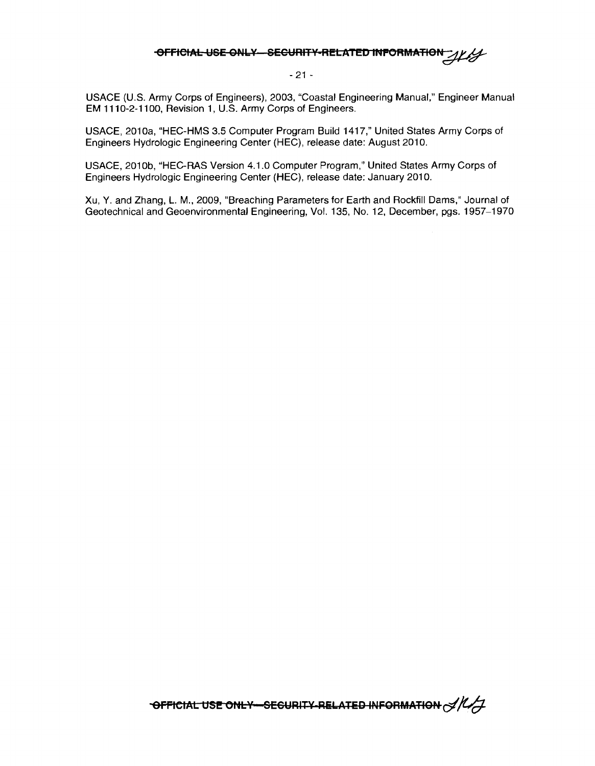USACE (U.S. Army Corps of Engineers), 2003, "Coastal Engineering Manual," Engineer Manual EM 1110-2-1100, Revision 1, U.S. Army Corps of Engineers.

USACE, 2010a, "HEC-HMS 3.5 Computer Program Build 1417," United States Army Corps of Engineers Hydrologic Engineering Center (HEC), release date: August 2010.

USACE, 2010b, "HEC-RAS Version 4.1.0 Computer Program," United States Army Corps of Engineers Hydrologic Engineering Center (HEC), release date: January 2010.

Xu, Y. and Zhang, L. M., 2009, "Breaching Parameters for Earth and Rockfill Dams," Journal of Geotechnical and Geoenvironmental Engineering, Vol. 135, No. 12, December, pgs. 1957–1970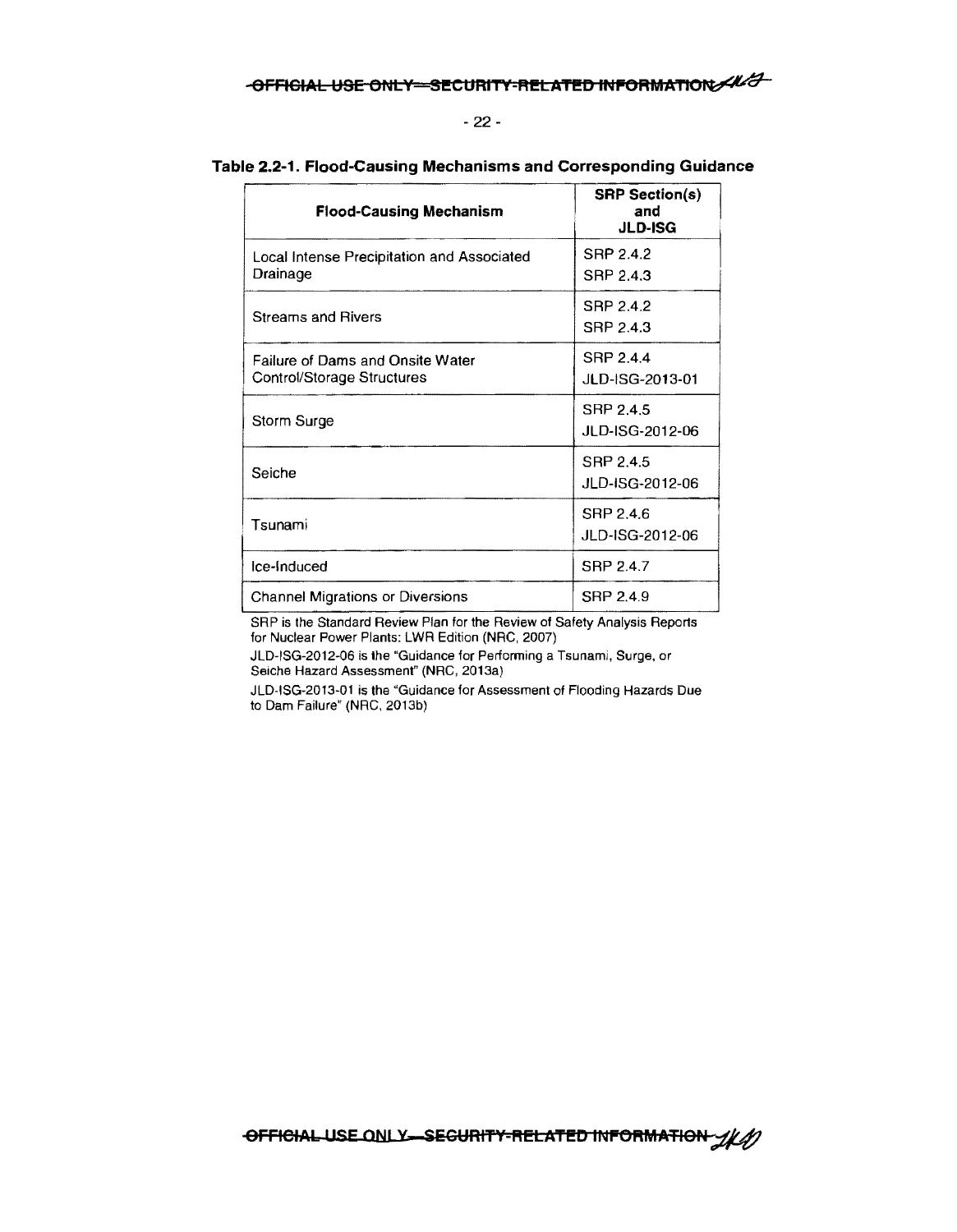**Table 2.2-1. Flood-Causing Mechanisms and Corresponding Guidance**

| Flood-Causing Mechanism | SRP Section(s) and JLD-ISG |
|---|---|
| Local Intense Precipitation and Associated Drainage | SRP 2.4.2<br>SRP 2.4.3 |
| Streams and Rivers | SRP 2.4.2<br>SRP 2.4.3 |
| Failure of Dams and Onsite Water Control/Storage Structures | SRP 2.4.4<br>JLD-ISG-2013-01 |
| Storm Surge | SRP 2.4.5<br>JLD-ISG-2012-06 |
| Seiche | SRP 2.4.5<br>JLD-ISG-2012-06 |
| Tsunami | SRP 2.4.6<br>JLD-ISG-2012-06 |
| Ice-Induced | SRP 2.4.7 |
| Channel Migrations or Diversions | SRP 2.4.9 |

SRP is the Standard Review Plan for the Review of Safety Analysis Reports for Nuclear Power Plants: LWR Edition (NRC, 2007)

JLD-ISG-2012-06 is the "Guidance for Performing a Tsunami, Surge, or Seiche Hazard Assessment" (NRC, 2013a)

JLD-ISG-2013-01 is the "Guidance for Assessment of Flooding Hazards Due to Dam Failure" (NRC, 2013b)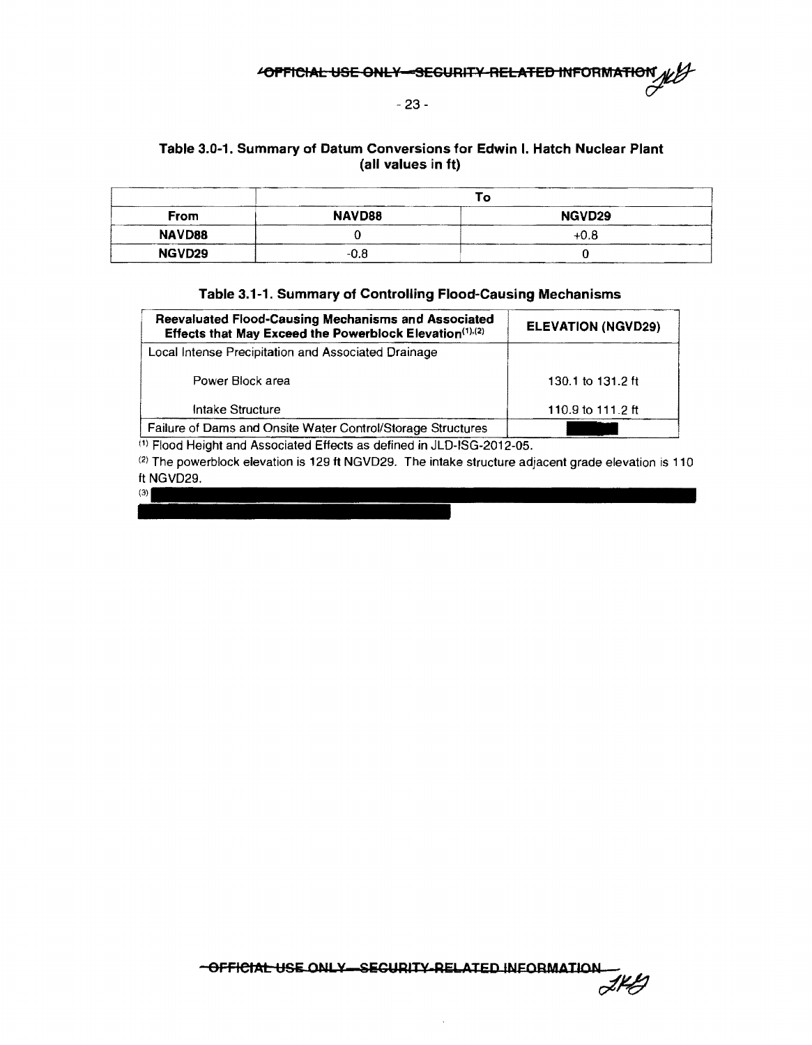**Table 3.0-1. Summary of Datum Conversions for Edwin I. Hatch Nuclear Plant (all values in ft)**

| | To | |
|---|---|---|
| **From** | **NAVD88** | **NGVD29** |
| **NAVD88** | 0 | +0.8 |
| **NGVD29** | -0.8 | 0 |

**Table 3.1-1. Summary of Controlling Flood-Causing Mechanisms**

| Reevaluated Flood-Causing Mechanisms and Associated Effects that May Exceed the Powerblock Elevation[(1),(2)] | ELEVATION (NGVD29) |
|---|---|
| Local Intense Precipitation and Associated Drainage | |
| Power Block area | 130.1 to 131.2 ft |
| Intake Structure | 110.9 to 111.2 ft |
| Failure of Dams and Onsite Water Control/Storage Structures | |

(1) Flood Height and Associated Effects as defined in JLD-ISG-2012-05.

(2) The powerblock elevation is 129 ft NGVD29. The intake structure adjacent grade elevation is 110 ft NGVD29.

(3)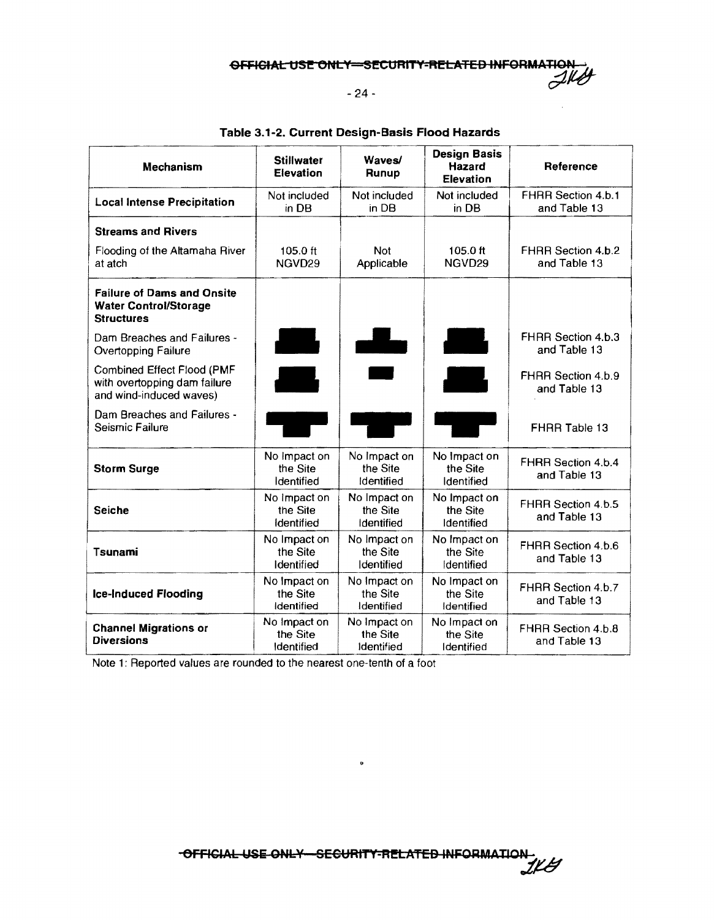**Table 3.1-2. Current Design-Basis Flood Hazards**

| Mechanism | Stillwater Elevation | Waves/ Runup | Design Basis Hazard Elevation | Reference |
|---|---|---|---|---|
| **Local Intense Precipitation** | Not included in DB | Not included in DB | Not included in DB | FHRR Section 4.b.1 and Table 13 |
| **Streams and Rivers** | | | | |
| Flooding of the Altamaha River at atch | 105.0 ft NGVD29 | Not Applicable | 105.0 ft NGVD29 | FHRR Section 4.b.2 and Table 13 |
| **Failure of Dams and Onsite Water Control/Storage Structures** | | | | |
| Dam Breaches and Failures - Overtopping Failure | | | | FHRR Section 4.b.3 and Table 13 |
| Combined Effect Flood (PMF with overtopping dam failure and wind-induced waves) | | | | FHRR Section 4.b.9 and Table 13 |
| Dam Breaches and Failures - Seismic Failure | | | | FHRR Table 13 |
| **Storm Surge** | No Impact on the Site Identified | No Impact on the Site Identified | No Impact on the Site Identified | FHRR Section 4.b.4 and Table 13 |
| **Seiche** | No Impact on the Site Identified | No Impact on the Site Identified | No Impact on the Site Identified | FHRR Section 4.b.5 and Table 13 |
| **Tsunami** | No Impact on the Site Identified | No Impact on the Site Identified | No Impact on the Site Identified | FHRR Section 4.b.6 and Table 13 |
| **Ice-Induced Flooding** | No Impact on the Site Identified | No Impact on the Site Identified | No Impact on the Site Identified | FHRR Section 4.b.7 and Table 13 |
| **Channel Migrations or Diversions** | No Impact on the Site Identified | No Impact on the Site Identified | No Impact on the Site Identified | FHRR Section 4.b.8 and Table 13 |

Note 1: Reported values are rounded to the nearest one-tenth of a foot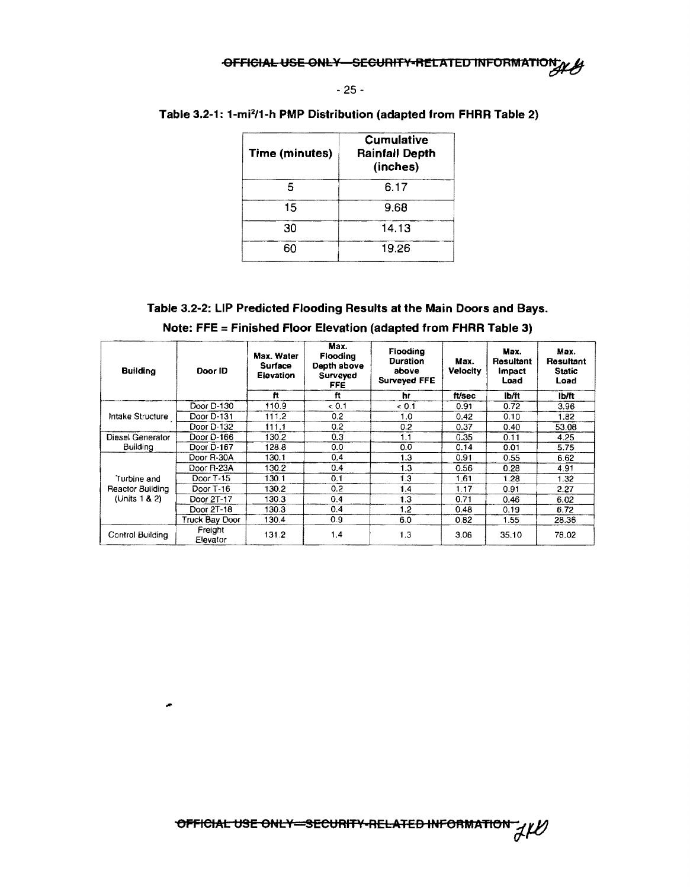**Table 3.2-1: 1-mi²/1-h PMP Distribution (adapted from FHRR Table 2)**

| Time (minutes) | Cumulative Rainfall Depth (inches) |
|---|---|
| 5 | 6.17 |
| 15 | 9.68 |
| 30 | 14.13 |
| 60 | 19.26 |

**Table 3.2-2: LIP Predicted Flooding Results at the Main Doors and Bays.**

**Note: FFE = Finished Floor Elevation (adapted from FHRR Table 3)**

| Building | Door ID | Max. Water Surface Elevation | Max. Flooding Depth above Surveyed FFE | Flooding Duration above Surveyed FFE | Max. Velocity | Max. Resultant Impact Load | Max. Resultant Static Load |
|---|---|---|---|---|---|---|---|
| | | ft | ft | hr | ft/sec | lb/ft | lb/ft |
| Intake Structure | Door D-130 | 110.9 | < 0.1 | < 0.1 | 0.91 | 0.72 | 3.96 |
| | Door D-131 | 111.2 | 0.2 | 1.0 | 0.42 | 0.10 | 1.82 |
| | Door D-132 | 111.1 | 0.2 | 0.2 | 0.37 | 0.40 | 53.08 |
| Diesel Generator Building | Door D-166 | 130.2 | 0.3 | 1.1 | 0.35 | 0.11 | 4.25 |
| | Door D-167 | 128.8 | 0.0 | 0.0 | 0.14 | 0.01 | 5.75 |
| Turbine and Reactor Building (Units 1 & 2) | Door R-30A | 130.1 | 0.4 | 1.3 | 0.91 | 0.55 | 6.62 |
| | Door R-23A | 130.2 | 0.4 | 1.3 | 0.56 | 0.28 | 4.91 |
| | Door T-15 | 130.1 | 0.1 | 1.3 | 1.61 | 1.28 | 1.32 |
| | Door T-16 | 130.2 | 0.2 | 1.4 | 1.17 | 0.91 | 2.27 |
| | Door 2T-17 | 130.3 | 0.4 | 1.3 | 0.71 | 0.46 | 6.02 |
| | Door 2T-18 | 130.3 | 0.4 | 1.2 | 0.48 | 0.19 | 6.72 |
| | Truck Bay Door | 130.4 | 0.9 | 6.0 | 0.82 | 1.55 | 28.36 |
| Control Building | Freight Elevator | 131.2 | 1.4 | 1.3 | 3.06 | 35.10 | 76.02 |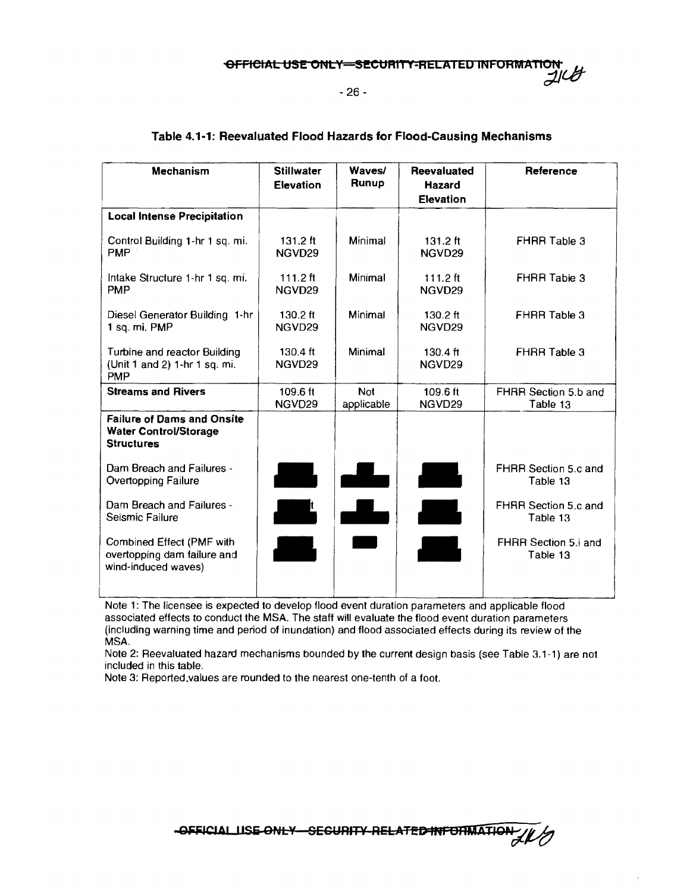**Table 4.1-1: Reevaluated Flood Hazards for Flood-Causing Mechanisms**

| Mechanism | Stillwater Elevation | Waves/ Runup | Reevaluated Hazard Elevation | Reference |
|---|---|---|---|---|
| **Local Intense Precipitation** | | | | |
| Control Building 1-hr 1 sq. mi. PMP | 131.2 ft NGVD29 | Minimal | 131.2 ft NGVD29 | FHRR Table 3 |
| Intake Structure 1-hr 1 sq. mi. PMP | 111.2 ft NGVD29 | Minimal | 111.2 ft NGVD29 | FHRR Table 3 |
| Diesel Generator Building 1-hr 1 sq. mi. PMP | 130.2 ft NGVD29 | Minimal | 130.2 ft NGVD29 | FHRR Table 3 |
| Turbine and reactor Building (Unit 1 and 2) 1-hr 1 sq. mi. PMP | 130.4 ft NGVD29 | Minimal | 130.4 ft NGVD29 | FHRR Table 3 |
| **Streams and Rivers** | 109.6 ft NGVD29 | Not applicable | 109.6 ft NGVD29 | FHRR Section 5.b and Table 13 |
| **Failure of Dams and Onsite Water Control/Storage Structures** | | | | |
| Dam Breach and Failures - Overtopping Failure | | | | FHRR Section 5.c and Table 13 |
| Dam Breach and Failures - Seismic Failure | t | | | FHRR Section 5.c and Table 13 |
| Combined Effect (PMF with overtopping dam failure and wind-induced waves) | | | | FHRR Section 5.i and Table 13 |

Note 1: The licensee is expected to develop flood event duration parameters and applicable flood associated effects to conduct the MSA. The staff will evaluate the flood event duration parameters (including warning time and period of inundation) and flood associated effects during its review of the MSA.

Note 2: Reevaluated hazard mechanisms bounded by the current design basis (see Table 3.1-1) are not included in this table.

Note 3: Reported values are rounded to the nearest one-tenth of a foot.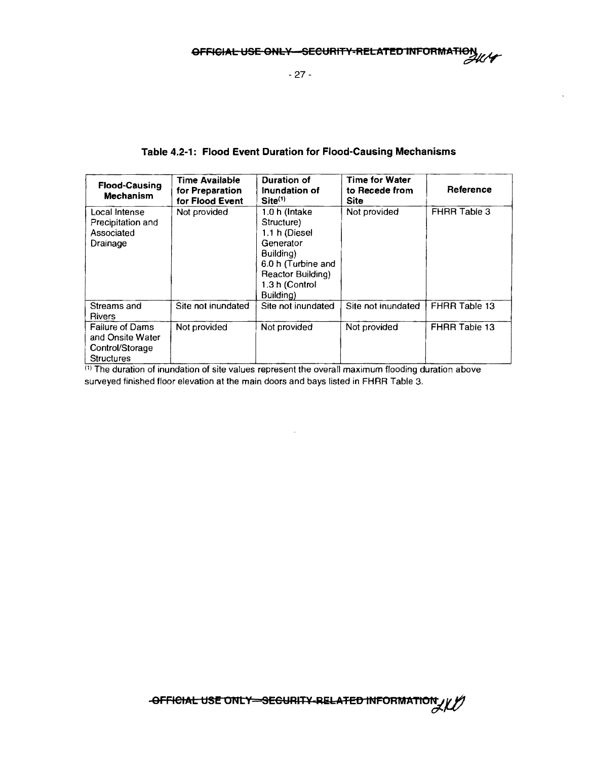**Table 4.2-1: Flood Event Duration for Flood-Causing Mechanisms**

| Flood-Causing Mechanism | Time Available for Preparation for Flood Event | Duration of Inundation of Site[(1)] | Time for Water to Recede from Site | Reference |
|---|---|---|---|---|
| Local Intense Precipitation and Associated Drainage | Not provided | 1.0 h (Intake Structure)<br>1.1 h (Diesel Generator Building)<br>6.0 h (Turbine and Reactor Building)<br>1.3 h (Control Building) | Not provided | FHRR Table 3 |
| Streams and Rivers | Site not inundated | Site not inundated | Site not inundated | FHRR Table 13 |
| Failure of Dams and Onsite Water Control/Storage Structures | Not provided | Not provided | Not provided | FHRR Table 13 |

(1) The duration of inundation of site values represent the overall maximum flooding duration above surveyed finished floor elevation at the main doors and bays listed in FHRR Table 3.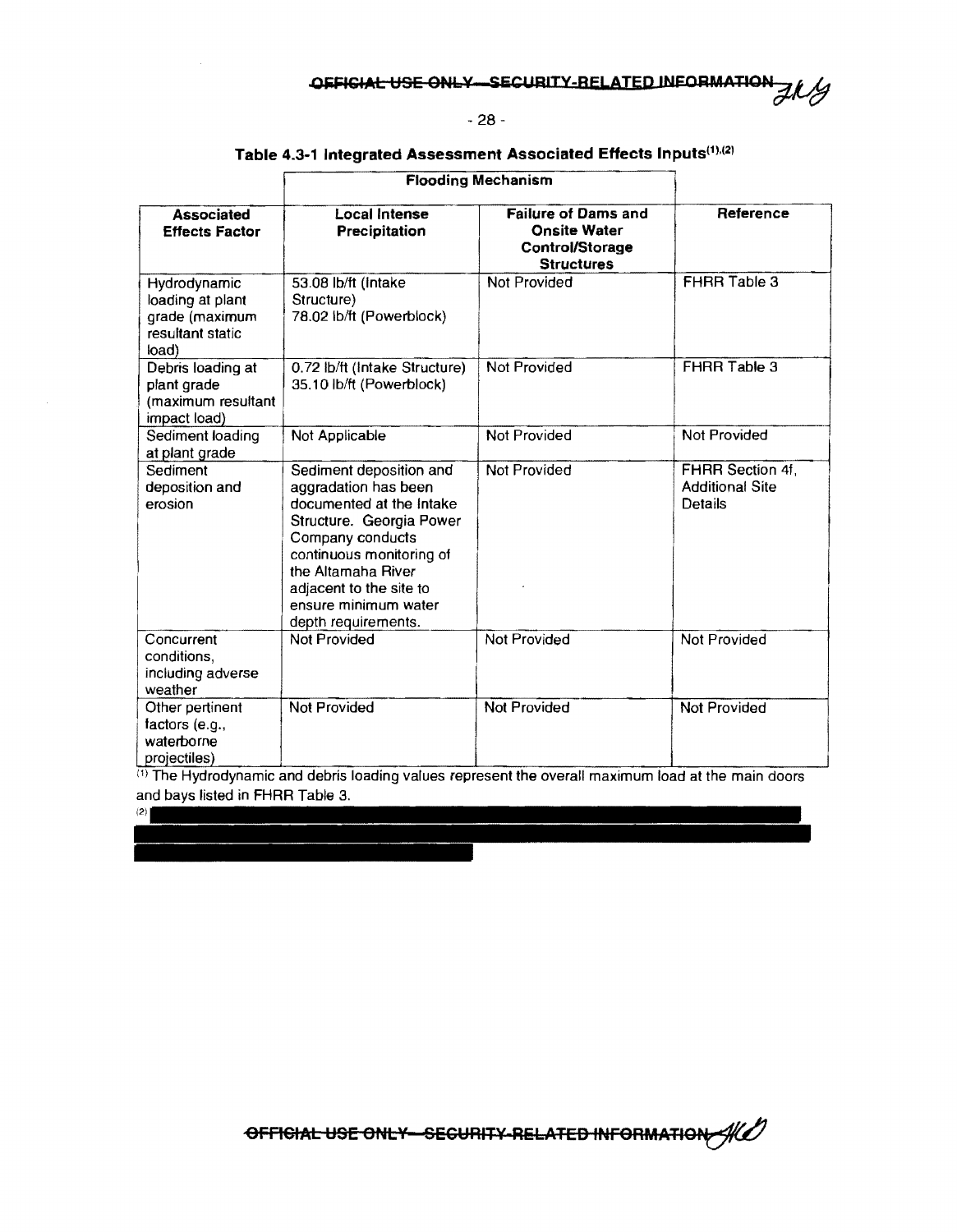**Table 4.3-1 Integrated Assessment Associated Effects Inputs[(1),(2)]**

| | Flooding Mechanism | | |
|---|---|---|---|
| **Associated Effects Factor** | **Local Intense Precipitation** | **Failure of Dams and Onsite Water Control/Storage Structures** | **Reference** |
| Hydrodynamic loading at plant grade (maximum resultant static load) | 53.08 lb/ft (Intake Structure)<br>78.02 lb/ft (Powerblock) | Not Provided | FHRR Table 3 |
| Debris loading at plant grade (maximum resultant impact load) | 0.72 lb/ft (Intake Structure)<br>35.10 lb/ft (Powerblock) | Not Provided | FHRR Table 3 |
| Sediment loading at plant grade | Not Applicable | Not Provided | Not Provided |
| Sediment deposition and erosion | Sediment deposition and aggradation has been documented at the Intake Structure. Georgia Power Company conducts continuous monitoring of the Altamaha River adjacent to the site to ensure minimum water depth requirements. | Not Provided | FHRR Section 4f, Additional Site Details |
| Concurrent conditions, including adverse weather | Not Provided | Not Provided | Not Provided |
| Other pertinent factors (e.g., waterborne projectiles) | Not Provided | Not Provided | Not Provided |

[(1)] The Hydrodynamic and debris loading values represent the overall maximum load at the main doors and bays listed in FHRR Table 3.

[(2)]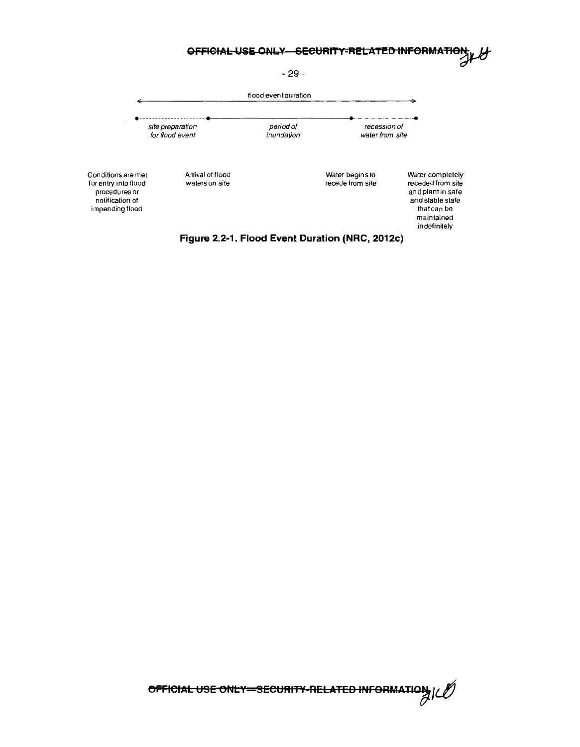flood event duration

| site preparation for flood event | period of inundation | recession of water from site |
|---|---|---|

| Conditions are met for entry into flood procedures or notification of impending flood | Arrival of flood waters on site | Water begins to recede from site | Water completely receded from site and plant in safe and stable state that can be maintained indefinitely |
|---|---|---|---|

**Figure 2.2-1. Flood Event Duration (NRC, 2012c)**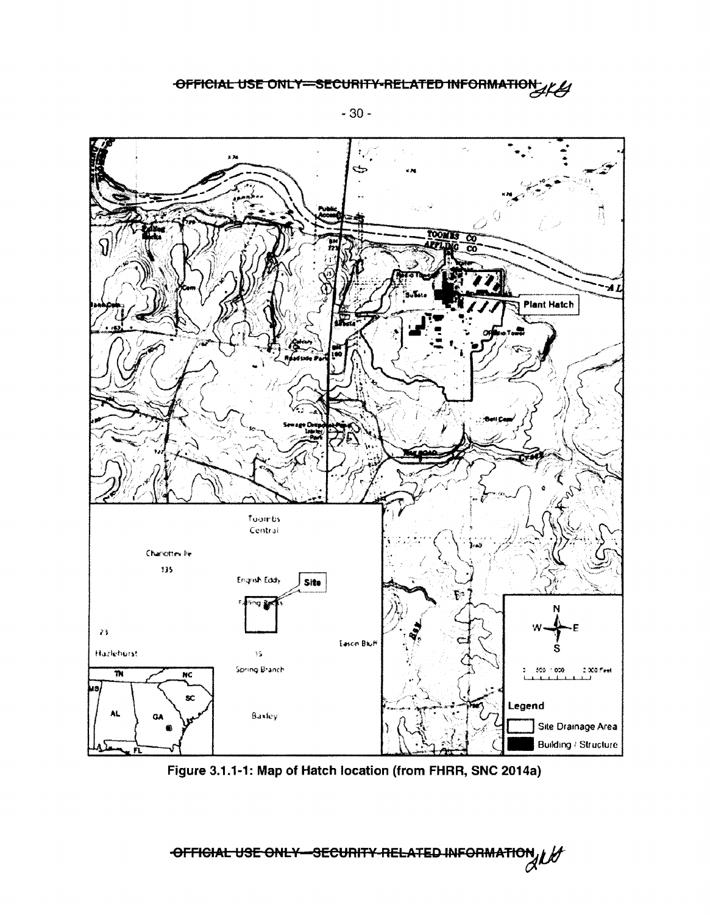Figure 3.1.1-1: Map of Hatch location (from FHRR, SNC 2014a)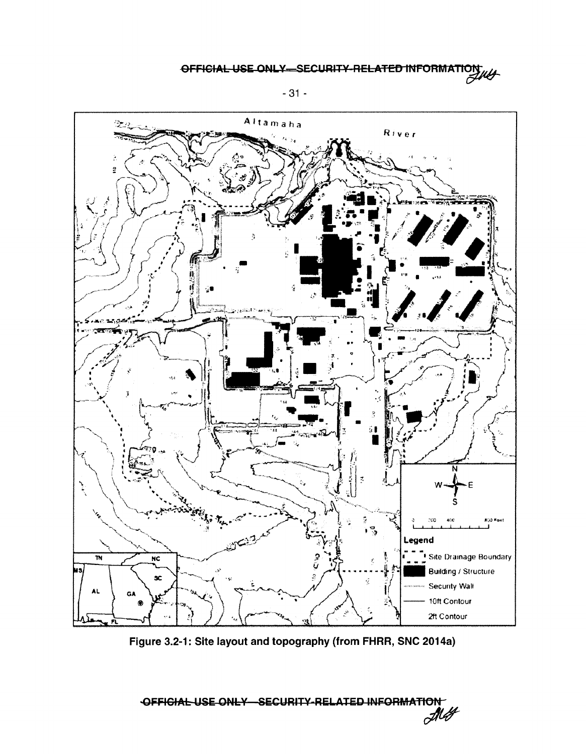Figure 3.2-1: Site layout and topography (from FHRR, SNC 2014a)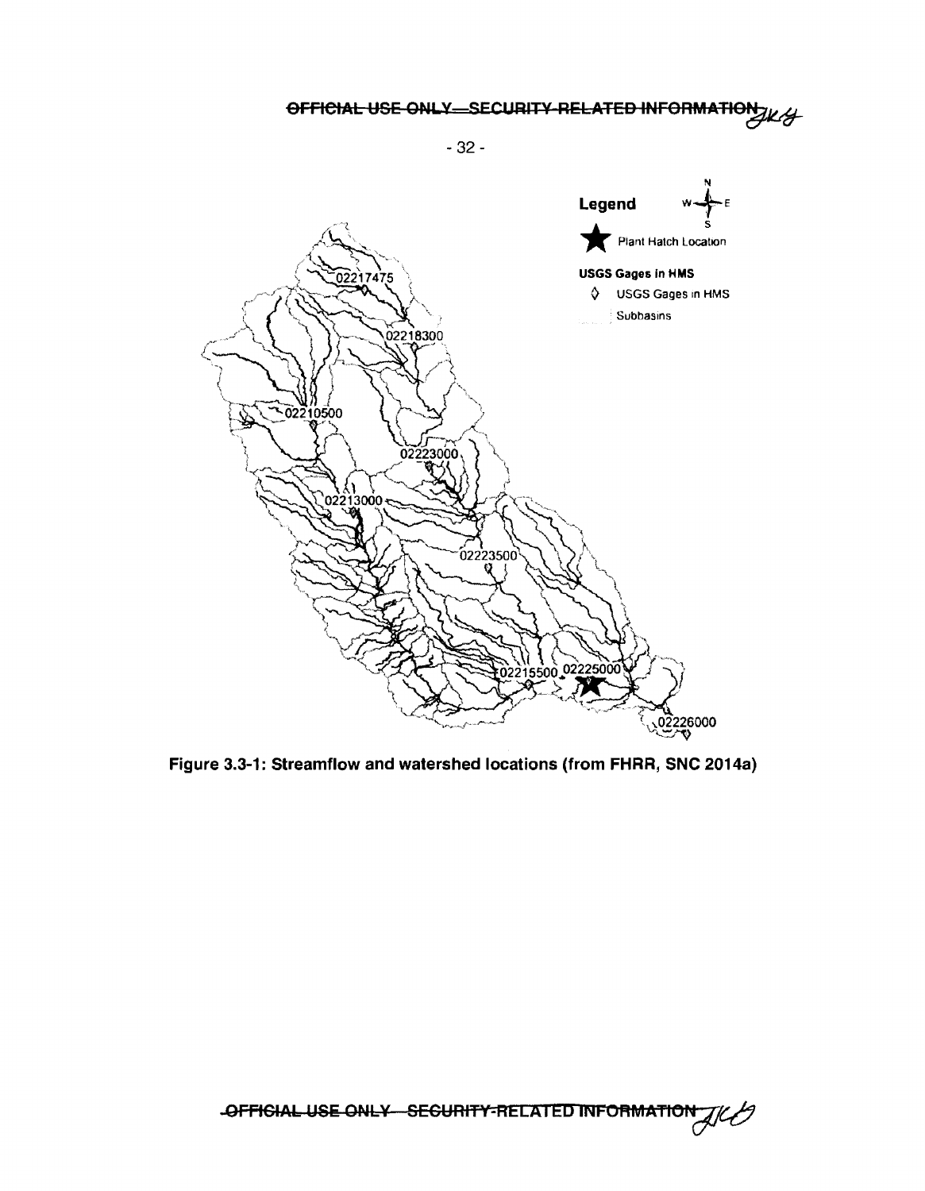Legend

Plant Hatch Location

USGS Gages in HMS

◊ USGS Gages in HMS

Subbasins

02217475

02218300

02210500

02223000

02213000

02223500

02215500

02225000

02226000

**Figure 3.3-1: Streamflow and watershed locations (from FHRR, SNC 2014a)**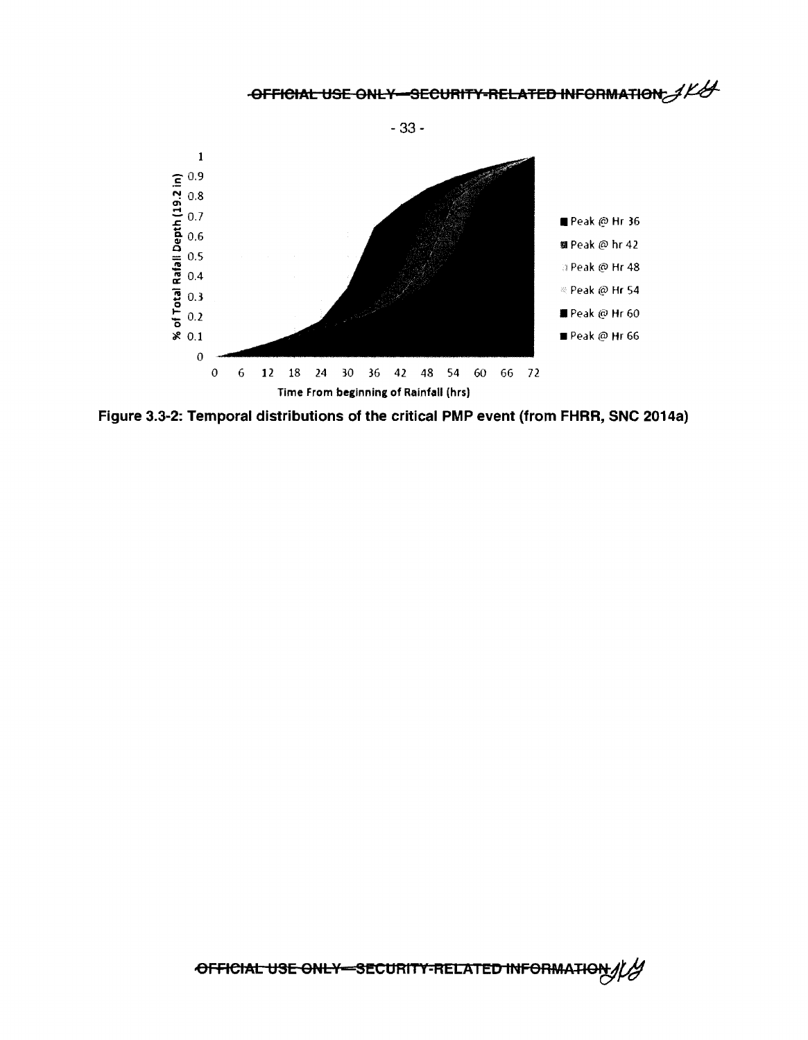Figure 3.3-2: Temporal distributions of the critical PMP event (from FHRR, SNC 2014a)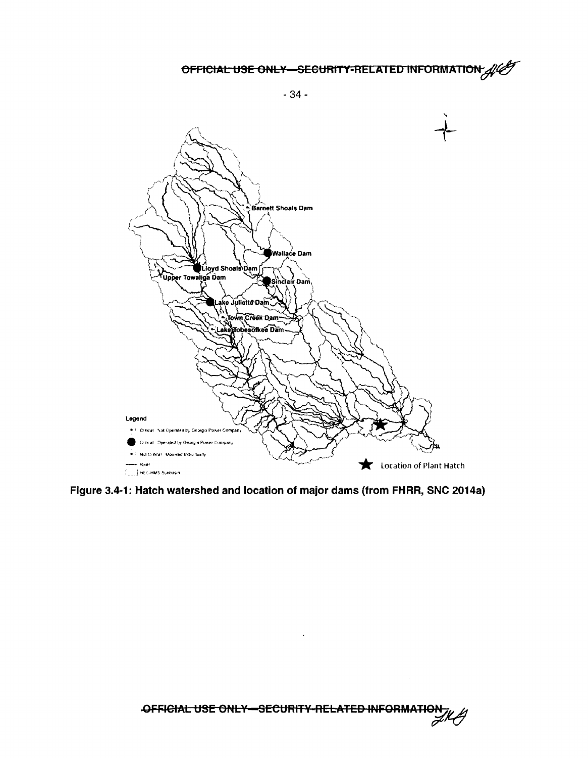Figure 3.4-1: Hatch watershed and location of major dams (from FHRR, SNC 2014a)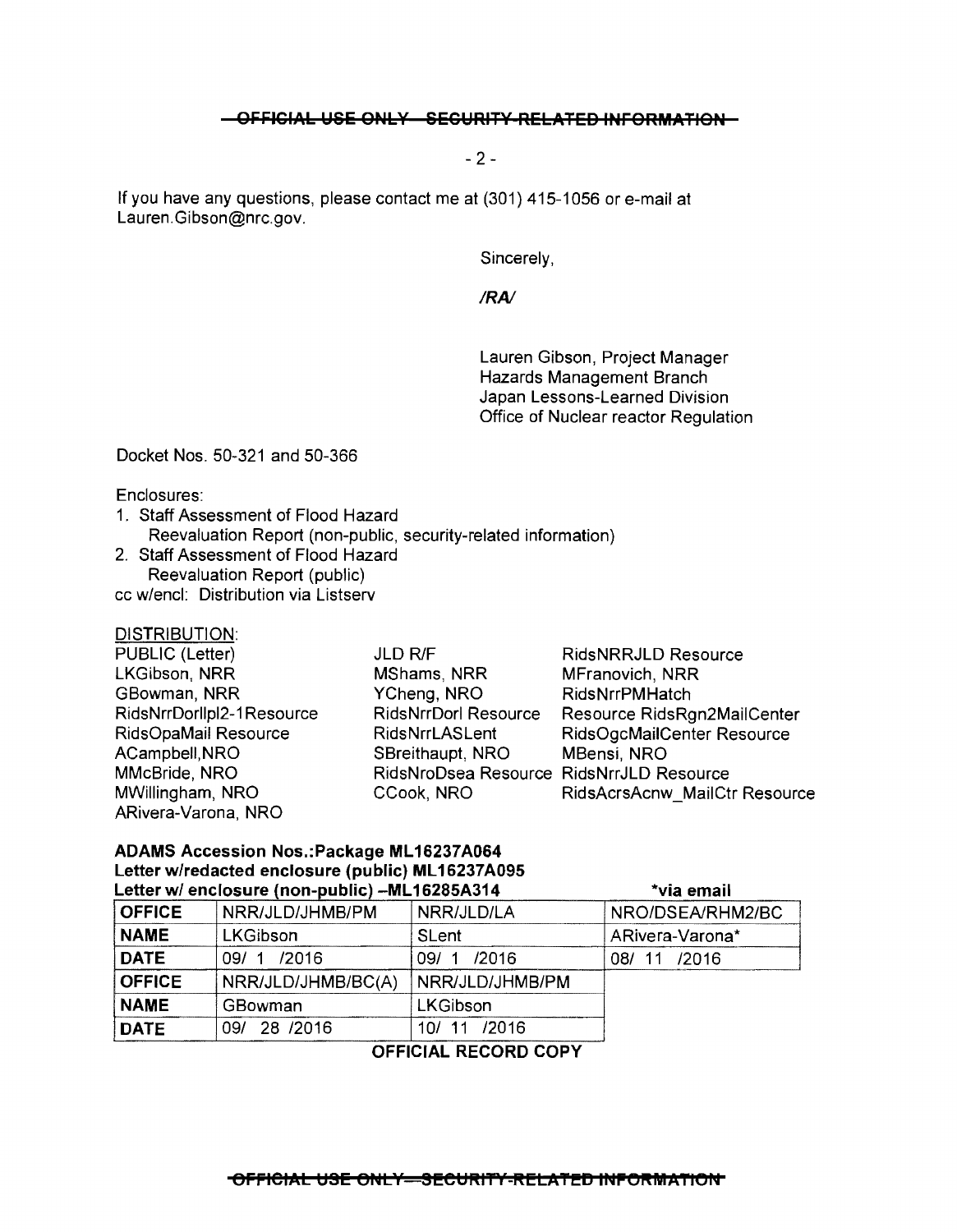OFFICIAL USE ONLY - SECURITY-RELATED INFORMATION

If you have any questions, please contact me at (301) 415-1056 or e-mail at Lauren.Gibson@nrc.gov.

Sincerely,

*/RA/*

Lauren Gibson, Project Manager
Hazards Management Branch
Japan Lessons-Learned Division
Office of Nuclear reactor Regulation

Docket Nos. 50-321 and 50-366

Enclosures:
1. Staff Assessment of Flood Hazard Reevaluation Report (non-public, security-related information)
2. Staff Assessment of Flood Hazard Reevaluation Report (public)

cc w/encl: Distribution via Listserv

DISTRIBUTION:

| | | |
|---|---|---|
| PUBLIC (Letter) | JLD R/F | RidsNRRJLD Resource |
| LKGibson, NRR | MShams, NRR | MFranovich, NRR |
| GBowman, NRR | YCheng, NRO | RidsNrrPMHatch |
| RidsNrrDorllpl2-1Resource | RidsNrrDorl Resource | Resource RidsRgn2MailCenter |
| RidsOpaMail Resource | RidsNrrLASLent | RidsOgcMailCenter Resource |
| ACampbell,NRO | SBreithaupt, NRO | MBensi, NRO |
| MMcBride, NRO | RidsNroDsea Resource | RidsNrrJLD Resource |
| MWillingham, NRO | CCook, NRO | RidsAcrsAcnw_MailCtr Resource |
| ARivera-Varona, NRO | | |

**ADAMS Accession Nos.:Package ML16237A064**
**Letter w/redacted enclosure (public) ML16237A095**
**Letter w/ enclosure (non-public) –ML16285A314** *via email

| **OFFICE** | NRR/JLD/JHMB/PM | NRR/JLD/LA | NRO/DSEA/RHM2/BC |
|---|---|---|---|
| **NAME** | LKGibson | SLent | ARivera-Varona* |
| **DATE** | 09/ 1 /2016 | 09/ 1 /2016 | 08/ 11 /2016 |
| **OFFICE** | NRR/JLD/JHMB/BC(A) | NRR/JLD/JHMB/PM | |
| **NAME** | GBowman | LKGibson | |
| **DATE** | 09/ 28 /2016 | 10/ 11 /2016 | |

**OFFICIAL RECORD COPY**

OFFICIAL USE ONLY—SECURITY-RELATED INFORMATION